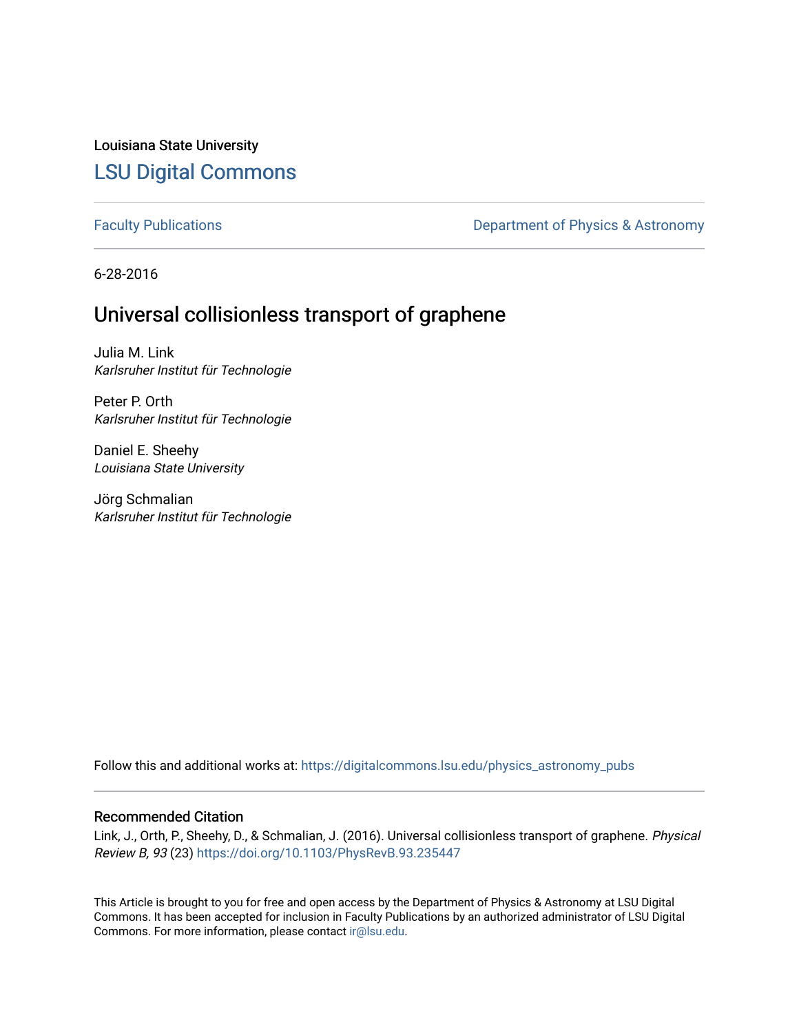Louisiana State University

# LSU Digital Commons

Faculty Publications | Department of Physics & Astronomy

6-28-2016

## Universal collisionless transport of graphene

Julia M. Link
*Karlsruher Institut für Technologie*

Peter P. Orth
*Karlsruher Institut für Technologie*

Daniel E. Sheehy
*Louisiana State University*

Jörg Schmalian
*Karlsruher Institut für Technologie*

Follow this and additional works at: https://digitalcommons.lsu.edu/physics_astronomy_pubs

### Recommended Citation

Link, J., Orth, P., Sheehy, D., & Schmalian, J. (2016). Universal collisionless transport of graphene. *Physical Review B, 93* (23) https://doi.org/10.1103/PhysRevB.93.235447

This Article is brought to you for free and open access by the Department of Physics & Astronomy at LSU Digital Commons. It has been accepted for inclusion in Faculty Publications by an authorized administrator of LSU Digital Commons. For more information, please contact ir@lsu.edu.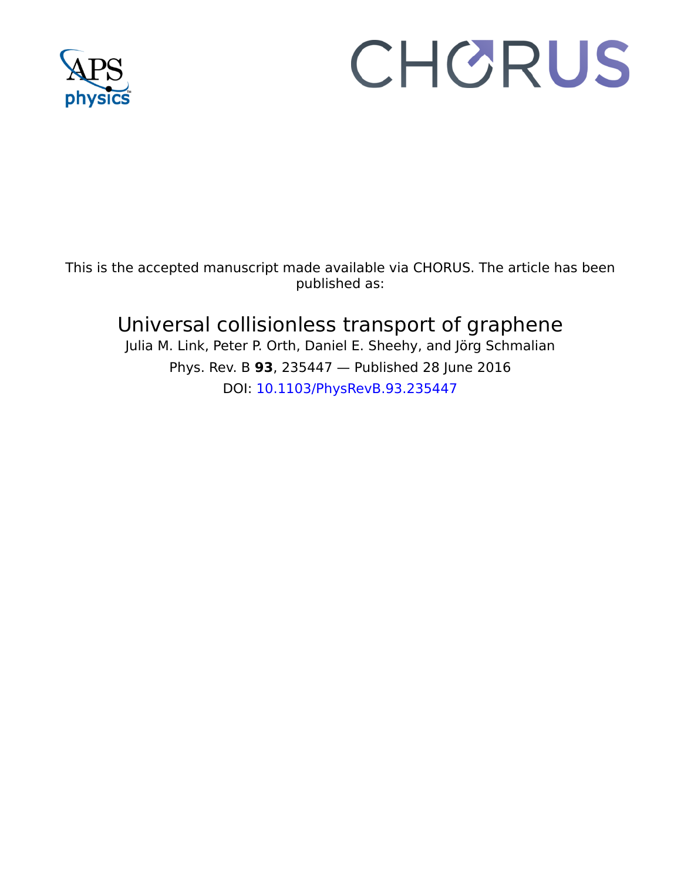This is the accepted manuscript made available via CHORUS. The article has been published as:

# Universal collisionless transport of graphene

Julia M. Link, Peter P. Orth, Daniel E. Sheehy, and Jörg Schmalian

Phys. Rev. B **93**, 235447 — Published 28 June 2016

DOI: 10.1103/PhysRevB.93.235447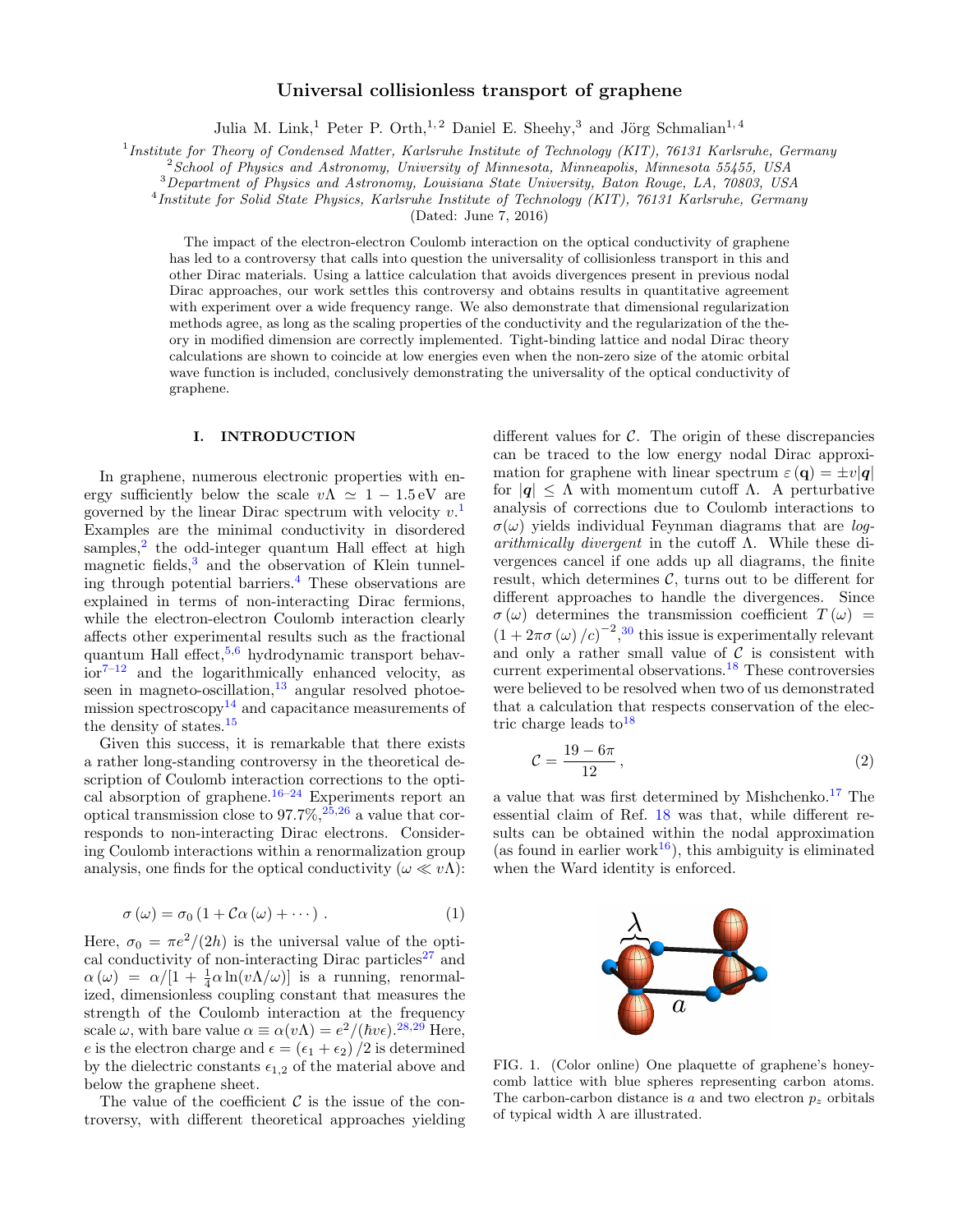# Universal collisionless transport of graphene

Julia M. Link,[1] Peter P. Orth,[1,2] Daniel E. Sheehy,[3] and Jörg Schmalian[1,4]

[1]*Institute for Theory of Condensed Matter, Karlsruhe Institute of Technology (KIT), 76131 Karlsruhe, Germany*
[2]*School of Physics and Astronomy, University of Minnesota, Minneapolis, Minnesota 55455, USA*
[3]*Department of Physics and Astronomy, Louisiana State University, Baton Rouge, LA, 70803, USA*
[4]*Institute for Solid State Physics, Karlsruhe Institute of Technology (KIT), 76131 Karlsruhe, Germany*

(Dated: June 7, 2016)

The impact of the electron-electron Coulomb interaction on the optical conductivity of graphene has led to a controversy that calls into question the universality of collisionless transport in this and other Dirac materials. Using a lattice calculation that avoids divergences present in previous nodal Dirac approaches, our work settles this controversy and obtains results in quantitative agreement with experiment over a wide frequency range. We also demonstrate that dimensional regularization methods agree, as long as the scaling properties of the conductivity and the regularization of the theory in modified dimension are correctly implemented. Tight-binding lattice and nodal Dirac theory calculations are shown to coincide at low energies even when the non-zero size of the atomic orbital wave function is included, conclusively demonstrating the universality of the optical conductivity of graphene.

## I. INTRODUCTION

In graphene, numerous electronic properties with energy sufficiently below the scale $v\Lambda \simeq 1-1.5\,\mathrm{eV}$ are governed by the linear Dirac spectrum with velocity $v$.[1] Examples are the minimal conductivity in disordered samples,[2] the odd-integer quantum Hall effect at high magnetic fields,[3] and the observation of Klein tunneling through potential barriers.[4] These observations are explained in terms of non-interacting Dirac fermions, while the electron-electron Coulomb interaction clearly affects other experimental results such as the fractional quantum Hall effect,[5,6] hydrodynamic transport behavior[7–12] and the logarithmically enhanced velocity, as seen in magneto-oscillation,[13] angular resolved photoemission spectroscopy[14] and capacitance measurements of the density of states.[15]

Given this success, it is remarkable that there exists a rather long-standing controversy in the theoretical description of Coulomb interaction corrections to the optical absorption of graphene.[16–24] Experiments report an optical transmission close to 97.7%,[25,26] a value that corresponds to non-interacting Dirac electrons. Considering Coulomb interactions within a renormalization group analysis, one finds for the optical conductivity ($\omega \ll v\Lambda$):

$$\sigma(\omega) = \sigma_0 \left(1 + \mathcal{C}\alpha(\omega) + \cdots\right). \tag{1}$$

Here, $\sigma_0 = \pi e^2/(2h)$ is the universal value of the optical conductivity of non-interacting Dirac particles[27] and $\alpha(\omega) = \alpha/[1 + \frac{1}{4}\alpha \ln(v\Lambda/\omega)]$ is a running, renormalized, dimensionless coupling constant that measures the strength of the Coulomb interaction at the frequency scale $\omega$, with bare value $\alpha \equiv \alpha(v\Lambda) = e^2/(\hbar v \epsilon)$.[28,29] Here, $e$ is the electron charge and $\epsilon = (\epsilon_1 + \epsilon_2)/2$ is determined by the dielectric constants $\epsilon_{1,2}$ of the material above and below the graphene sheet.

The value of the coefficient $\mathcal{C}$ is the issue of the controversy, with different theoretical approaches yielding different values for $\mathcal{C}$. The origin of these discrepancies can be traced to the low energy nodal Dirac approximation for graphene with linear spectrum $\varepsilon(\mathbf{q}) = \pm v|\boldsymbol{q}|$ for $|\boldsymbol{q}| \leq \Lambda$ with momentum cutoff $\Lambda$. A perturbative analysis of corrections due to Coulomb interactions to $\sigma(\omega)$ yields individual Feynman diagrams that are *logarithmically divergent* in the cutoff $\Lambda$. While these divergences cancel if one adds up all diagrams, the finite result, which determines $\mathcal{C}$, turns out to be different for different approaches to handle the divergences. Since $\sigma(\omega)$ determines the transmission coefficient $T(\omega) = (1 + 2\pi\sigma(\omega)/c)^{-2}$,[30] this issue is experimentally relevant and only a rather small value of $\mathcal{C}$ is consistent with current experimental observations.[18] These controversies were believed to be resolved when two of us demonstrated that a calculation that respects conservation of the electric charge leads to[18]

$$\mathcal{C} = \frac{19 - 6\pi}{12}, \tag{2}$$

a value that was first determined by Mishchenko.[17] The essential claim of Ref. 18 was that, while different results can be obtained within the nodal approximation (as found in earlier work[16]), this ambiguity is eliminated when the Ward identity is enforced.

$\lambda$

$a$

FIG. 1. (Color online) One plaquette of graphene's honeycomb lattice with blue spheres representing carbon atoms. The carbon-carbon distance is $a$ and two electron $p_z$ orbitals of typical width $\lambda$ are illustrated.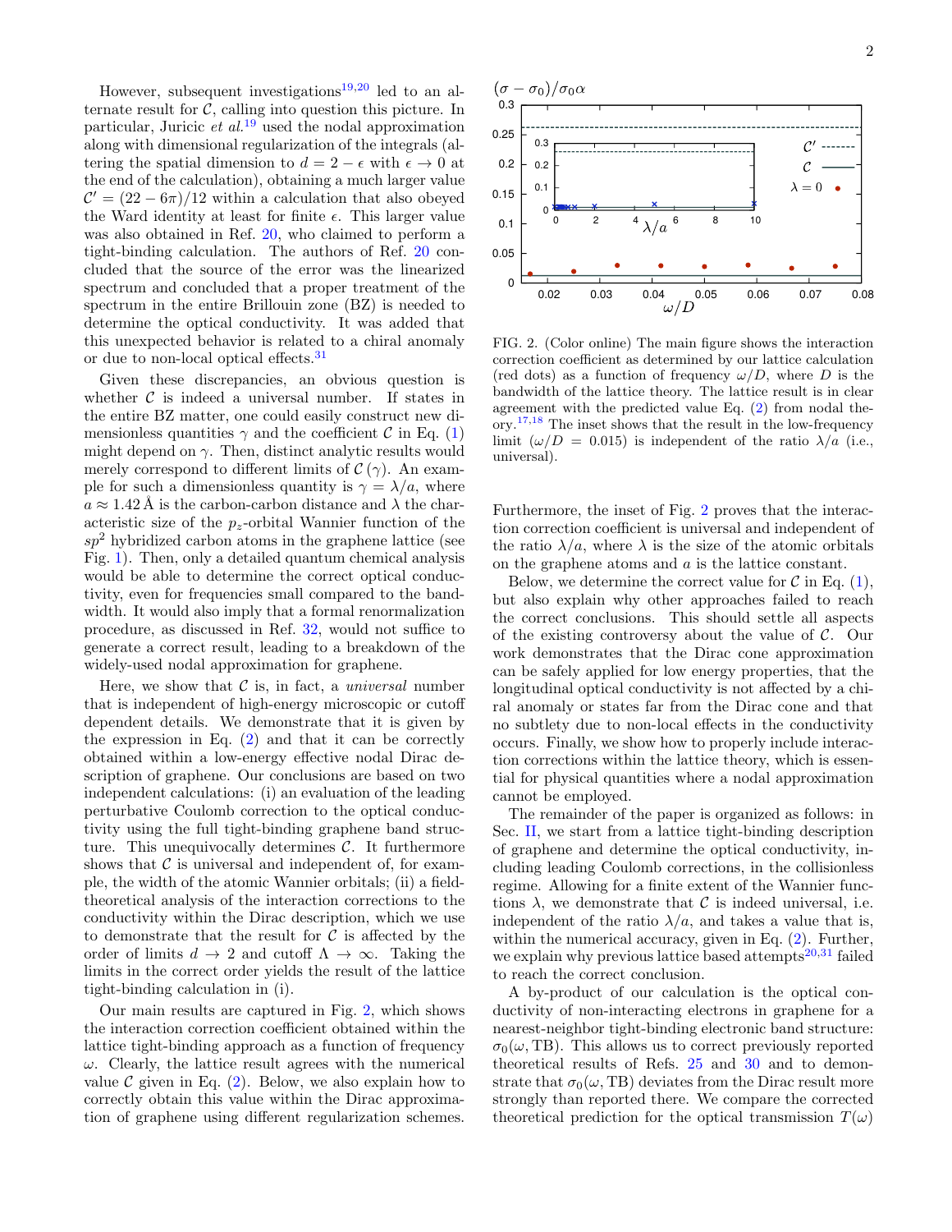However, subsequent investigations[19,20] led to an alternate result for $\mathcal{C}$, calling into question this picture. In particular, Juricic *et al.*[19] used the nodal approximation along with dimensional regularization of the integrals (altering the spatial dimension to $d = 2 - \epsilon$ with $\epsilon \to 0$ at the end of the calculation), obtaining a much larger value $\mathcal{C}' = (22 - 6\pi)/12$ within a calculation that also obeyed the Ward identity at least for finite $\epsilon$. This larger value was also obtained in Ref. 20, who claimed to perform a tight-binding calculation. The authors of Ref. 20 concluded that the source of the error was the linearized spectrum and concluded that a proper treatment of the spectrum in the entire Brillouin zone (BZ) is needed to determine the optical conductivity. It was added that this unexpected behavior is related to a chiral anomaly or due to non-local optical effects.[31]

Given these discrepancies, an obvious question is whether $\mathcal{C}$ is indeed a universal number. If states in the entire BZ matter, one could easily construct new dimensionless quantities $\gamma$ and the coefficient $\mathcal{C}$ in Eq. (1) might depend on $\gamma$. Then, distinct analytic results would merely correspond to different limits of $\mathcal{C}(\gamma)$. An example for such a dimensionless quantity is $\gamma = \lambda/a$, where $a \approx 1.42$ Å is the carbon-carbon distance and $\lambda$ the characteristic size of the $p_z$-orbital Wannier function of the $sp^2$ hybridized carbon atoms in the graphene lattice (see Fig. 1). Then, only a detailed quantum chemical analysis would be able to determine the correct optical conductivity, even for frequencies small compared to the bandwidth. It would also imply that a formal renormalization procedure, as discussed in Ref. 32, would not suffice to generate a correct result, leading to a breakdown of the widely-used nodal approximation for graphene.

Here, we show that $\mathcal{C}$ is, in fact, a *universal* number that is independent of high-energy microscopic or cutoff dependent details. We demonstrate that it is given by the expression in Eq. (2) and that it can be correctly obtained within a low-energy effective nodal Dirac description of graphene. Our conclusions are based on two independent calculations: (i) an evaluation of the leading perturbative Coulomb correction to the optical conductivity using the full tight-binding graphene band structure. This unequivocally determines $\mathcal{C}$. It furthermore shows that $\mathcal{C}$ is universal and independent of, for example, the width of the atomic Wannier orbitals; (ii) a field-theoretical analysis of the interaction corrections to the conductivity within the Dirac description, which we use to demonstrate that the result for $\mathcal{C}$ is affected by the order of limits $d \to 2$ and cutoff $\Lambda \to \infty$. Taking the limits in the correct order yields the result of the lattice tight-binding calculation in (i).

Our main results are captured in Fig. 2, which shows the interaction correction coefficient obtained within the lattice tight-binding approach as a function of frequency $\omega$. Clearly, the lattice result agrees with the numerical value $\mathcal{C}$ given in Eq. (2). Below, we also explain how to correctly obtain this value within the Dirac approximation of graphene using different regularization schemes.

$(\sigma - \sigma_0)/\sigma_0\alpha$

0.3
0.25
0.2
0.15
0.1
0.05
0

0.02 0.03 0.04 0.05 0.06 0.07 0.08

$\omega/D$

$\mathcal{C}'$
$\mathcal{C}$
$\lambda = 0$

Inset: 0.3 0.2 0.1 0; 0 2 4 6 8 10; $\lambda/a$

FIG. 2. (Color online) The main figure shows the interaction correction coefficient as determined by our lattice calculation (red dots) as a function of frequency $\omega/D$, where $D$ is the bandwidth of the lattice theory. The lattice result is in clear agreement with the predicted value Eq. (2) from nodal theory.[17,18] The inset shows that the result in the low-frequency limit ($\omega/D = 0.015$) is independent of the ratio $\lambda/a$ (i.e., universal).

Furthermore, the inset of Fig. 2 proves that the interaction correction coefficient is universal and independent of the ratio $\lambda/a$, where $\lambda$ is the size of the atomic orbitals on the graphene atoms and $a$ is the lattice constant.

Below, we determine the correct value for $\mathcal{C}$ in Eq. (1), but also explain why other approaches failed to reach the correct conclusions. This should settle all aspects of the existing controversy about the value of $\mathcal{C}$. Our work demonstrates that the Dirac cone approximation can be safely applied for low energy properties, that the longitudinal optical conductivity is not affected by a chiral anomaly or states far from the Dirac cone and that no subtlety due to non-local effects in the conductivity occurs. Finally, we show how to properly include interaction corrections within the lattice theory, which is essential for physical quantities where a nodal approximation cannot be employed.

The remainder of the paper is organized as follows: in Sec. II, we start from a lattice tight-binding description of graphene and determine the optical conductivity, including leading Coulomb corrections, in the collisionless regime. Allowing for a finite extent of the Wannier functions $\lambda$, we demonstrate that $\mathcal{C}$ is indeed universal, i.e. independent of the ratio $\lambda/a$, and takes a value that is, within the numerical accuracy, given in Eq. (2). Further, we explain why previous lattice based attempts[20,31] failed to reach the correct conclusion.

A by-product of our calculation is the optical conductivity of non-interacting electrons in graphene for a nearest-neighbor tight-binding electronic band structure: $\sigma_0(\omega, \mathrm{TB})$. This allows us to correct previously reported theoretical results of Refs. 25 and 30 and to demonstrate that $\sigma_0(\omega, \mathrm{TB})$ deviates from the Dirac result more strongly than reported there. We compare the corrected theoretical prediction for the optical transmission $T(\omega)$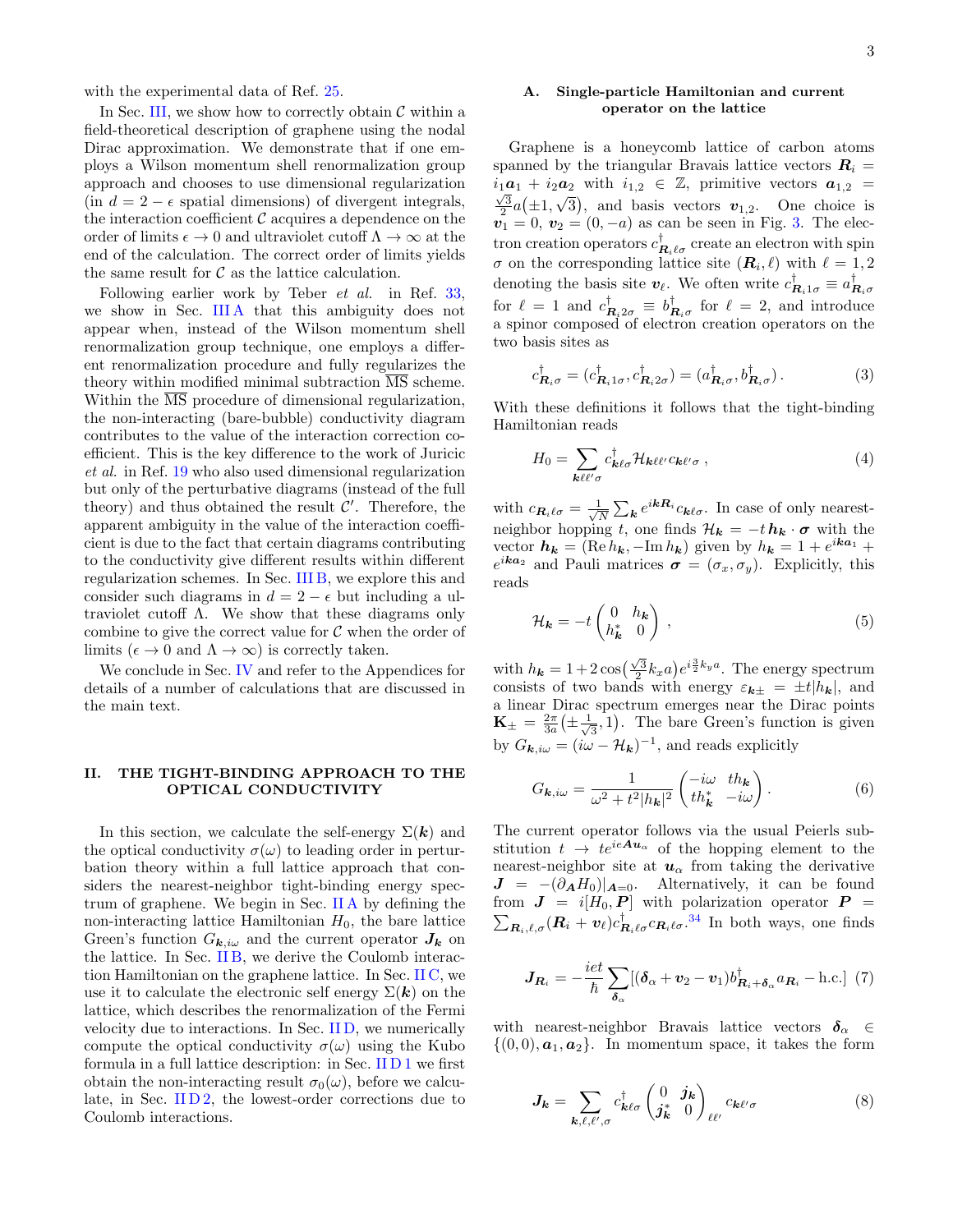with the experimental data of Ref. [25].

In Sec. III, we show how to correctly obtain $\mathcal{C}$ within a field-theoretical description of graphene using the nodal Dirac approximation. We demonstrate that if one employs a Wilson momentum shell renormalization group approach and chooses to use dimensional regularization (in $d = 2 - \epsilon$ spatial dimensions) of divergent integrals, the interaction coefficient $\mathcal{C}$ acquires a dependence on the order of limits $\epsilon \to 0$ and ultraviolet cutoff $\Lambda \to \infty$ at the end of the calculation. The correct order of limits yields the same result for $\mathcal{C}$ as the lattice calculation.

Following earlier work by Teber *et al.* in Ref. [33], we show in Sec. III A that this ambiguity does not appear when, instead of the Wilson momentum shell renormalization group technique, one employs a different renormalization procedure and fully regularizes the theory within modified minimal subtraction $\overline{\text{MS}}$ scheme. Within the $\overline{\text{MS}}$ procedure of dimensional regularization, the non-interacting (bare-bubble) conductivity diagram contributes to the value of the interaction correction coefficient. This is the key difference to the work of Juricic *et al.* in Ref. [19] who also used dimensional regularization but only of the perturbative diagrams (instead of the full theory) and thus obtained the result $\mathcal{C}'$. Therefore, the apparent ambiguity in the value of the interaction coefficient is due to the fact that certain diagrams contributing to the conductivity give different results within different regularization schemes. In Sec. III B, we explore this and consider such diagrams in $d = 2 - \epsilon$ but including a ultraviolet cutoff $\Lambda$. We show that these diagrams only combine to give the correct value for $\mathcal{C}$ when the order of limits ($\epsilon \to 0$ and $\Lambda \to \infty$) is correctly taken.

We conclude in Sec. IV and refer to the Appendices for details of a number of calculations that are discussed in the main text.

## II. THE TIGHT-BINDING APPROACH TO THE OPTICAL CONDUCTIVITY

In this section, we calculate the self-energy $\Sigma(\boldsymbol{k})$ and the optical conductivity $\sigma(\omega)$ to leading order in perturbation theory within a full lattice approach that considers the nearest-neighbor tight-binding energy spectrum of graphene. We begin in Sec. II A by defining the non-interacting lattice Hamiltonian $H_0$, the bare lattice Green's function $G_{\boldsymbol{k},i\omega}$ and the current operator $\boldsymbol{J}_{\boldsymbol{k}}$ on the lattice. In Sec. II B, we derive the Coulomb interaction Hamiltonian on the graphene lattice. In Sec. II C, we use it to calculate the electronic self energy $\Sigma(\boldsymbol{k})$ on the lattice, which describes the renormalization of the Fermi velocity due to interactions. In Sec. II D, we numerically compute the optical conductivity $\sigma(\omega)$ using the Kubo formula in a full lattice description: in Sec. II D 1 we first obtain the non-interacting result $\sigma_0(\omega)$, before we calculate, in Sec. II D 2, the lowest-order corrections due to Coulomb interactions.

### A. Single-particle Hamiltonian and current operator on the lattice

Graphene is a honeycomb lattice of carbon atoms spanned by the triangular Bravais lattice vectors $\boldsymbol{R}_i = i_1\boldsymbol{a}_1 + i_2\boldsymbol{a}_2$ with $i_{1,2} \in \mathbb{Z}$, primitive vectors $\boldsymbol{a}_{1,2} = \frac{\sqrt{3}}{2}a(\pm 1, \sqrt{3})$, and basis vectors $\boldsymbol{v}_{1,2}$. One choice is $\boldsymbol{v}_1 = 0$, $\boldsymbol{v}_2 = (0, -a)$ as can be seen in Fig. 3. The electron creation operators $c^\dagger_{\boldsymbol{R}_i\ell\sigma}$ create an electron with spin $\sigma$ on the corresponding lattice site $(\boldsymbol{R}_i, \ell)$ with $\ell = 1, 2$ denoting the basis site $\boldsymbol{v}_\ell$. We often write $c^\dagger_{\boldsymbol{R}_i 1\sigma} \equiv a^\dagger_{\boldsymbol{R}_i\sigma}$ for $\ell = 1$ and $c^\dagger_{\boldsymbol{R}_i 2\sigma} \equiv b^\dagger_{\boldsymbol{R}_i\sigma}$ for $\ell = 2$, and introduce a spinor composed of electron creation operators on the two basis sites as

$$c^\dagger_{\boldsymbol{R}_i\sigma} = (c^\dagger_{\boldsymbol{R}_i 1\sigma}, c^\dagger_{\boldsymbol{R}_i 2\sigma}) = (a^\dagger_{\boldsymbol{R}_i\sigma}, b^\dagger_{\boldsymbol{R}_i\sigma}) \,. \tag{3}$$

With these definitions it follows that the tight-binding Hamiltonian reads

$$H_0 = \sum_{\boldsymbol{k}\ell\ell'\sigma} c^\dagger_{\boldsymbol{k}\ell\sigma} \mathcal{H}_{\boldsymbol{k}\ell\ell'} c_{\boldsymbol{k}\ell'\sigma} \,, \tag{4}$$

with $c_{\boldsymbol{R}_i\ell\sigma} = \frac{1}{\sqrt{N}}\sum_{\boldsymbol{k}} e^{i\boldsymbol{k}\boldsymbol{R}_i} c_{\boldsymbol{k}\ell\sigma}$. In case of only nearest-neighbor hopping $t$, one finds $\mathcal{H}_{\boldsymbol{k}} = -t\,\boldsymbol{h}_{\boldsymbol{k}} \cdot \boldsymbol{\sigma}$ with the vector $\boldsymbol{h}_{\boldsymbol{k}} = (\mathrm{Re}\, h_{\boldsymbol{k}}, -\mathrm{Im}\, h_{\boldsymbol{k}})$ given by $h_{\boldsymbol{k}} = 1 + e^{i\boldsymbol{k}\boldsymbol{a}_1} + e^{i\boldsymbol{k}\boldsymbol{a}_2}$ and Pauli matrices $\boldsymbol{\sigma} = (\sigma_x, \sigma_y)$. Explicitly, this reads

$$\mathcal{H}_{\boldsymbol{k}} = -t \begin{pmatrix} 0 & h_{\boldsymbol{k}} \\ h^*_{\boldsymbol{k}} & 0 \end{pmatrix} \,, \tag{5}$$

with $h_{\boldsymbol{k}} = 1 + 2\cos\big(\frac{\sqrt{3}}{2}k_x a\big) e^{i\frac{3}{2}k_y a}$. The energy spectrum consists of two bands with energy $\varepsilon_{\boldsymbol{k}\pm} = \pm t|h_{\boldsymbol{k}}|$, and a linear Dirac spectrum emerges near the Dirac points $\mathbf{K}_\pm = \frac{2\pi}{3a}\big(\pm\frac{1}{\sqrt{3}}, 1\big)$. The bare Green's function is given by $G_{\boldsymbol{k},i\omega} = (i\omega - \mathcal{H}_{\boldsymbol{k}})^{-1}$, and reads explicitly

$$G_{\boldsymbol{k},i\omega} = \frac{1}{\omega^2 + t^2|h_{\boldsymbol{k}}|^2} \begin{pmatrix} -i\omega & t h_{\boldsymbol{k}} \\ t h^*_{\boldsymbol{k}} & -i\omega \end{pmatrix} . \tag{6}$$

The current operator follows via the usual Peierls substitution $t \to t e^{ie\boldsymbol{A}\boldsymbol{u}_\alpha}$ of the hopping element to the nearest-neighbor site at $\boldsymbol{u}_\alpha$ from taking the derivative $\boldsymbol{J} = -(\partial_{\boldsymbol{A}} H_0)|_{\boldsymbol{A}=0}$. Alternatively, it can be found from $\boldsymbol{J} = i[H_0, \boldsymbol{P}]$ with polarization operator $\boldsymbol{P} = \sum_{\boldsymbol{R}_i,\ell,\sigma} (\boldsymbol{R}_i + \boldsymbol{v}_\ell) c^\dagger_{\boldsymbol{R}_i\ell\sigma} c_{\boldsymbol{R}_i\ell\sigma}$.[34] In both ways, one finds

$$\boldsymbol{J}_{\boldsymbol{R}_i} = -\frac{iet}{\hbar} \sum_{\boldsymbol{\delta}_\alpha} [(\boldsymbol{\delta}_\alpha + \boldsymbol{v}_2 - \boldsymbol{v}_1) b^\dagger_{\boldsymbol{R}_i + \boldsymbol{\delta}_\alpha} a_{\boldsymbol{R}_i} - \text{h.c.}] \tag{7}$$

with nearest-neighbor Bravais lattice vectors $\boldsymbol{\delta}_\alpha \in \{(0,0), \boldsymbol{a}_1, \boldsymbol{a}_2\}$. In momentum space, it takes the form

$$\boldsymbol{J}_{\boldsymbol{k}} = \sum_{\boldsymbol{k},\ell,\ell',\sigma} c^\dagger_{\boldsymbol{k}\ell\sigma} \begin{pmatrix} 0 & \boldsymbol{j}_{\boldsymbol{k}} \\ \boldsymbol{j}^*_{\boldsymbol{k}} & 0 \end{pmatrix}_{\ell\ell'} c_{\boldsymbol{k}\ell'\sigma} \tag{8}$$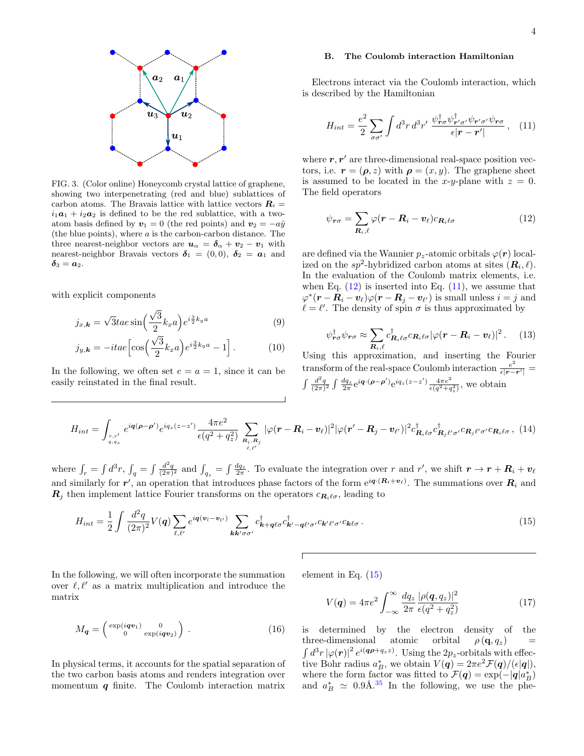FIG. 3. (Color online) Honeycomb crystal lattice of graphene, showing two interpenetrating (red and blue) sublattices of carbon atoms. The Bravais lattice with lattice vectors $\boldsymbol{R}_i = i_1\boldsymbol{a}_1 + i_2\boldsymbol{a}_2$ is defined to be the red sublattice, with a two-atom basis defined by $\boldsymbol{v}_1 = 0$ (the red points) and $\boldsymbol{v}_2 = -a\hat{y}$ (the blue points), where $a$ is the carbon-carbon distance. The three nearest-neighbor vectors are $\boldsymbol{u}_\alpha = \boldsymbol{\delta}_\alpha + \boldsymbol{v}_2 - \boldsymbol{v}_1$ with nearest-neighbor Bravais vectors $\boldsymbol{\delta}_1 = (0,0)$, $\boldsymbol{\delta}_2 = \boldsymbol{a}_1$ and $\boldsymbol{\delta}_3 = \boldsymbol{a}_2$.

with explicit components

$$j_{x,\boldsymbol{k}} = \sqrt{3}tae\sin\Big(\frac{\sqrt{3}}{2}k_x a\Big)e^{i\frac{3}{2}k_y a} \tag{9}$$

$$j_{y,\boldsymbol{k}} = -itae\Big[\cos\Big(\frac{\sqrt{3}}{2}k_x a\Big)e^{i\frac{3}{2}k_y a} - 1\Big]\,. \tag{10}$$

In the following, we often set $e = a = 1$, since it can be easily reinstated in the final result.

### B. The Coulomb interaction Hamiltonian

Electrons interact via the Coulomb interaction, which is described by the Hamiltonian

$$H_{int} = \frac{e^2}{2}\sum_{\sigma\sigma'}\int d^3r\, d^3r'\; \frac{\psi^\dagger_{\boldsymbol{r}\sigma}\psi^\dagger_{\boldsymbol{r}'\sigma'}\psi_{\boldsymbol{r}'\sigma'}\psi_{\boldsymbol{r}\sigma}}{\epsilon|\boldsymbol{r}-\boldsymbol{r}'|}\,, \tag{11}$$

where $\boldsymbol{r}, \boldsymbol{r'}$ are three-dimensional real-space position vectors, i.e. $\boldsymbol{r} = (\boldsymbol{\rho}, z)$ with $\boldsymbol{\rho} = (x, y)$. The graphene sheet is assumed to be located in the $x$-$y$-plane with $z = 0$. The field operators

$$\psi_{\boldsymbol{r}\sigma} = \sum_{\boldsymbol{R}_i,\ell}\varphi(\boldsymbol{r}-\boldsymbol{R}_i-\boldsymbol{v}_\ell)c_{\boldsymbol{R}_i\ell\sigma} \tag{12}$$

are defined via the Wannier $p_z$-atomic orbitals $\varphi(\boldsymbol{r})$ localized on the $sp^2$-hybridized carbon atoms at sites $(\boldsymbol{R}_i, \ell)$. In the evaluation of the Coulomb matrix elements, i.e. when Eq. (12) is inserted into Eq. (11), we assume that $\varphi^*(\boldsymbol{r}-\boldsymbol{R}_i-\boldsymbol{v}_\ell)\varphi(\boldsymbol{r}-\boldsymbol{R}_j-\boldsymbol{v}_{\ell'})$ is small unless $i = j$ and $\ell = \ell'$. The density of spin $\sigma$ is thus approximated by

$$\psi^\dagger_{\boldsymbol{r}\sigma}\psi_{\boldsymbol{r}\sigma} \approx \sum_{\boldsymbol{R}_i,\ell}c^\dagger_{\boldsymbol{R}_i\ell\sigma}c_{\boldsymbol{R}_i\ell\sigma}|\varphi(\boldsymbol{r}-\boldsymbol{R}_i-\boldsymbol{v}_\ell)|^2\,. \tag{13}$$

Using this approximation, and inserting the Fourier transform of the real-space Coulomb interaction $\frac{e^2}{\epsilon|\boldsymbol{r}-\boldsymbol{r}'|} = \int\frac{d^2q}{(2\pi)^2}\int\frac{dq_z}{2\pi}\,e^{i\boldsymbol{q}\cdot(\boldsymbol{\rho}-\boldsymbol{\rho}')}e^{iq_z(z-z')}\frac{4\pi e^2}{\epsilon(q^2+q_z^2)}$, we obtain

$$H_{int} = \int_{\substack{r,r'\\ q,q_z}} e^{i\boldsymbol{q}(\boldsymbol{\rho}-\boldsymbol{\rho}')}e^{iq_z(z-z')}\frac{4\pi e^2}{\epsilon(q^2+q_z^2)}\sum_{\substack{\boldsymbol{R}_i,\boldsymbol{R}_j\\ \ell,\ell'}}|\varphi(\boldsymbol{r}-\boldsymbol{R}_i-\boldsymbol{v}_\ell)|^2|\varphi(\boldsymbol{r}'-\boldsymbol{R}_j-\boldsymbol{v}_{\ell'})|^2c^\dagger_{\boldsymbol{R}_i\ell\sigma}c^\dagger_{\boldsymbol{R}_j\ell'\sigma'}c_{\boldsymbol{R}_j\ell'\sigma'}c_{\boldsymbol{R}_i\ell\sigma}\,, \tag{14}$$

where $\int_r = \int d^3r$, $\int_q = \int\frac{d^2q}{(2\pi)^2}$ and $\int_{q_z} = \int\frac{dq_z}{2\pi}$. To evaluate the integration over $r$ and $r'$, we shift $\boldsymbol{r}\to\boldsymbol{r}+\boldsymbol{R}_i+\boldsymbol{v}_\ell$ and similarly for $\boldsymbol{r}'$, an operation that introduces phase factors of the form $e^{i\boldsymbol{q}\cdot(\boldsymbol{R}_i+\boldsymbol{v}_\ell)}$. The summations over $\boldsymbol{R}_i$ and $\boldsymbol{R}_j$ then implement lattice Fourier transforms on the operators $c_{\boldsymbol{R}_i\ell\sigma}$, leading to

$$H_{int} = \frac{1}{2}\int\frac{d^2q}{(2\pi)^2}V(\boldsymbol{q})\sum_{\ell,\ell'}e^{i\boldsymbol{q}(\boldsymbol{v}_l-\boldsymbol{v}_{l'})}\sum_{\boldsymbol{k}\boldsymbol{k}'\sigma\sigma'}c^\dagger_{\boldsymbol{k}+\boldsymbol{q}\ell\sigma}c^\dagger_{\boldsymbol{k}'-\boldsymbol{q}\ell'\sigma'}c_{\boldsymbol{k}'\ell'\sigma'}c_{\boldsymbol{k}\ell\sigma}\,. \tag{15}$$

In the following, we will often incorporate the summation over $\ell, \ell'$ as a matrix multiplication and introduce the matrix

$$M_{\boldsymbol{q}} = \begin{pmatrix}\exp(i\boldsymbol{q}\boldsymbol{v}_1) & 0\\ 0 & \exp(i\boldsymbol{q}\boldsymbol{v}_2)\end{pmatrix}\,. \tag{16}$$

In physical terms, it accounts for the spatial separation of the two carbon basis atoms and renders integration over momentum $\boldsymbol{q}$ finite. The Coulomb interaction matrix element in Eq. (15)

$$V(\boldsymbol{q}) = 4\pi e^2\int_{-\infty}^{\infty}\frac{dq_z}{2\pi}\frac{|\rho(\boldsymbol{q},q_z)|^2}{\epsilon(q^2+q_z^2)} \tag{17}$$

is determined by the electron density of the three-dimensional atomic orbital $\rho(\mathbf{q}, q_z) = \int d^3r\,|\varphi(\boldsymbol{r})|^2\,e^{i(\boldsymbol{q}\boldsymbol{\rho}+q_z z)}$. Using the $2p_z$-orbitals with effective Bohr radius $a_B^*$, we obtain $V(\boldsymbol{q}) = 2\pi e^2\mathcal{F}(\boldsymbol{q})/(\epsilon|\boldsymbol{q}|)$, where the form factor was fitted to $\mathcal{F}(\boldsymbol{q}) = \exp(-|\boldsymbol{q}|a_B^*)$ and $a_B^* \simeq 0.9$Å.[35] In the following, we use the phe-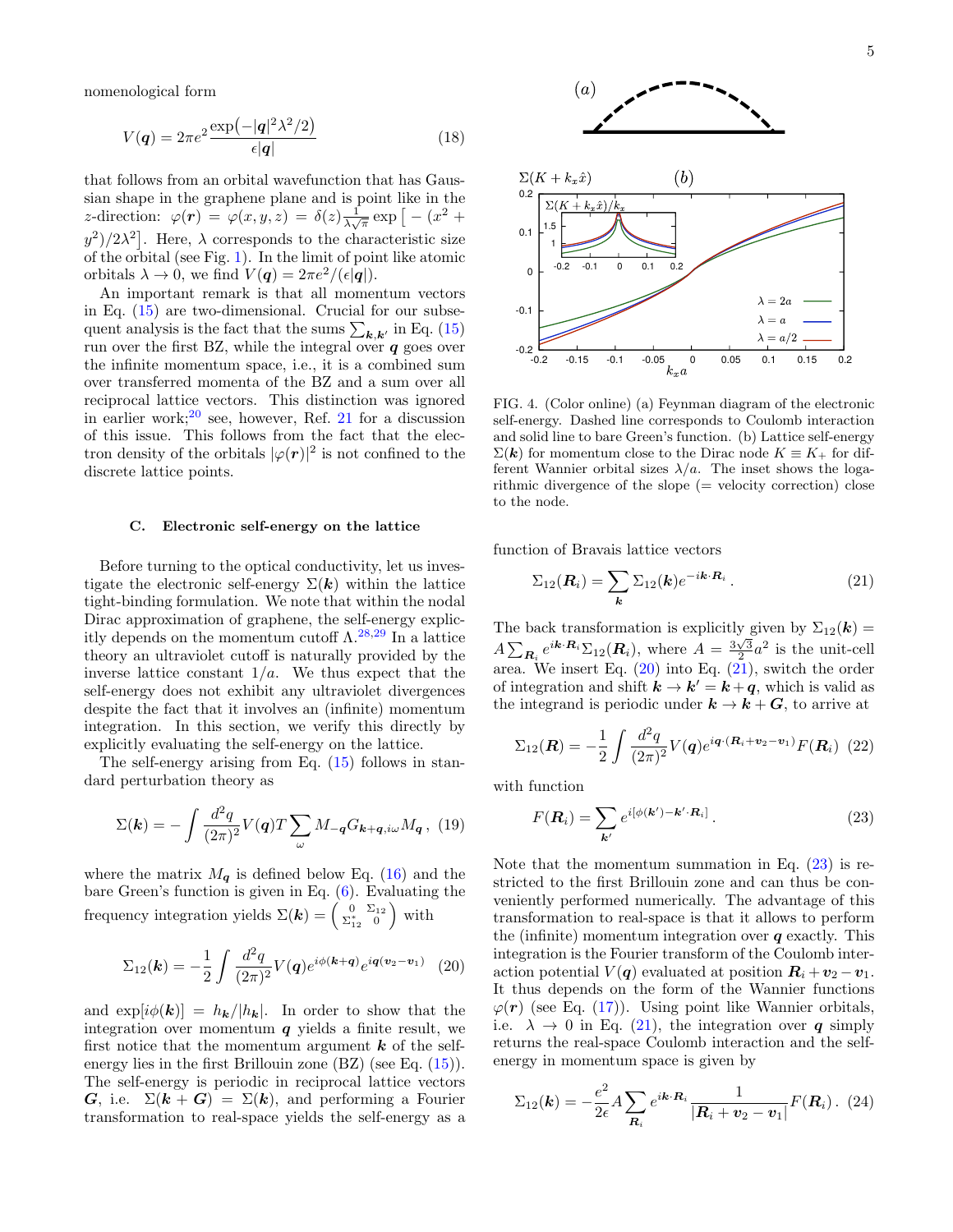nomenological form

$$V(\boldsymbol{q}) = 2\pi e^2 \frac{\exp\left(-|\boldsymbol{q}|^2\lambda^2/2\right)}{\epsilon|\boldsymbol{q}|} \tag{18}$$

that follows from an orbital wavefunction that has Gaussian shape in the graphene plane and is point like in the $z$-direction: $\varphi(\boldsymbol{r}) = \varphi(x,y,z) = \delta(z)\frac{1}{\lambda\sqrt{\pi}}\exp\left[-(x^2+y^2)/2\lambda^2\right]$. Here, $\lambda$ corresponds to the characteristic size of the orbital (see Fig. 1). In the limit of point like atomic orbitals $\lambda \to 0$, we find $V(\boldsymbol{q}) = 2\pi e^2/(\epsilon|\boldsymbol{q}|)$.

An important remark is that all momentum vectors in Eq. (15) are two-dimensional. Crucial for our subsequent analysis is the fact that the sums $\sum_{\boldsymbol{k},\boldsymbol{k}'}$ in Eq. (15) run over the first BZ, while the integral over $\boldsymbol{q}$ goes over the infinite momentum space, i.e., it is a combined sum over transferred momenta of the BZ and a sum over all reciprocal lattice vectors. This distinction was ignored in earlier work;[20] see, however, Ref. 21 for a discussion of this issue. This follows from the fact that the electron density of the orbitals $|\varphi(\boldsymbol{r})|^2$ is not confined to the discrete lattice points.

### C. Electronic self-energy on the lattice

Before turning to the optical conductivity, let us investigate the electronic self-energy $\Sigma(\boldsymbol{k})$ within the lattice tight-binding formulation. We note that within the nodal Dirac approximation of graphene, the self-energy explicitly depends on the momentum cutoff $\Lambda$.[28,29] In a lattice theory an ultraviolet cutoff is naturally provided by the inverse lattice constant $1/a$. We thus expect that the self-energy does not exhibit any ultraviolet divergences despite the fact that it involves an (infinite) momentum integration. In this section, we verify this directly by explicitly evaluating the self-energy on the lattice.

The self-energy arising from Eq. (15) follows in standard perturbation theory as

$$\Sigma(\boldsymbol{k}) = -\int \frac{d^2q}{(2\pi)^2} V(\boldsymbol{q}) T \sum_{\omega} M_{-\boldsymbol{q}} G_{\boldsymbol{k}+\boldsymbol{q},i\omega} M_{\boldsymbol{q}}\,, \tag{19}$$

where the matrix $M_{\boldsymbol{q}}$ is defined below Eq. (16) and the bare Green's function is given in Eq. (6). Evaluating the frequency integration yields $\Sigma(\boldsymbol{k}) = \begin{pmatrix} 0 & \Sigma_{12} \\ \Sigma_{12}^* & 0 \end{pmatrix}$ with

$$\Sigma_{12}(\boldsymbol{k}) = -\frac{1}{2}\int \frac{d^2q}{(2\pi)^2} V(\boldsymbol{q}) e^{i\phi(\boldsymbol{k}+\boldsymbol{q})} e^{i\boldsymbol{q}(\boldsymbol{v}_2-\boldsymbol{v}_1)} \tag{20}$$

and $\exp[i\phi(\boldsymbol{k})] = h_{\boldsymbol{k}}/|h_{\boldsymbol{k}}|$. In order to show that the integration over momentum $\boldsymbol{q}$ yields a finite result, we first notice that the momentum argument $\boldsymbol{k}$ of the self-energy lies in the first Brillouin zone (BZ) (see Eq. (15)). The self-energy is periodic in reciprocal lattice vectors $\boldsymbol{G}$, i.e. $\Sigma(\boldsymbol{k}+\boldsymbol{G}) = \Sigma(\boldsymbol{k})$, and performing a Fourier transformation to real-space yields the self-energy as a function of Bravais lattice vectors

(a)

$\Sigma(K + k_x\hat{x})$ (b)

$\Sigma(K + k_x\hat{x})/k_x$

$\lambda = 2a$
$\lambda = a$
$\lambda = a/2$

$k_x a$

FIG. 4. (Color online) (a) Feynman diagram of the electronic self-energy. Dashed line corresponds to Coulomb interaction and solid line to bare Green's function. (b) Lattice self-energy $\Sigma(\boldsymbol{k})$ for momentum close to the Dirac node $K \equiv K_+$ for different Wannier orbital sizes $\lambda/a$. The inset shows the logarithmic divergence of the slope (= velocity correction) close to the node.

$$\Sigma_{12}(\boldsymbol{R}_i) = \sum_{\boldsymbol{k}} \Sigma_{12}(\boldsymbol{k}) e^{-i\boldsymbol{k}\cdot\boldsymbol{R}_i}\,. \tag{21}$$

The back transformation is explicitly given by $\Sigma_{12}(\boldsymbol{k}) = A\sum_{\boldsymbol{R}_i} e^{i\boldsymbol{k}\cdot\boldsymbol{R}_i}\Sigma_{12}(\boldsymbol{R}_i)$, where $A = \frac{3\sqrt{3}}{2}a^2$ is the unit-cell area. We insert Eq. (20) into Eq. (21), switch the order of integration and shift $\boldsymbol{k} \to \boldsymbol{k}' = \boldsymbol{k}+\boldsymbol{q}$, which is valid as the integrand is periodic under $\boldsymbol{k} \to \boldsymbol{k}+\boldsymbol{G}$, to arrive at

$$\Sigma_{12}(\boldsymbol{R}) = -\frac{1}{2}\int \frac{d^2q}{(2\pi)^2} V(\boldsymbol{q}) e^{i\boldsymbol{q}\cdot(\boldsymbol{R}_i+\boldsymbol{v}_2-\boldsymbol{v}_1)} F(\boldsymbol{R}_i) \tag{22}$$

with function

$$F(\boldsymbol{R}_i) = \sum_{\boldsymbol{k}'} e^{i[\phi(\boldsymbol{k}')-\boldsymbol{k}'\cdot\boldsymbol{R}_i]}\,. \tag{23}$$

Note that the momentum summation in Eq. (23) is restricted to the first Brillouin zone and can thus be conveniently performed numerically. The advantage of this transformation to real-space is that it allows to perform the (infinite) momentum integration over $\boldsymbol{q}$ exactly. This integration is the Fourier transform of the Coulomb interaction potential $V(\boldsymbol{q})$ evaluated at position $\boldsymbol{R}_i+\boldsymbol{v}_2-\boldsymbol{v}_1$. It thus depends on the form of the Wannier functions $\varphi(\boldsymbol{r})$ (see Eq. (17)). Using point like Wannier orbitals, i.e. $\lambda \to 0$ in Eq. (21), the integration over $\boldsymbol{q}$ simply returns the real-space Coulomb interaction and the self-energy in momentum space is given by

$$\Sigma_{12}(\boldsymbol{k}) = -\frac{e^2}{2\epsilon} A \sum_{\boldsymbol{R}_i} e^{i\boldsymbol{k}\cdot\boldsymbol{R}_i} \frac{1}{|\boldsymbol{R}_i+\boldsymbol{v}_2-\boldsymbol{v}_1|} F(\boldsymbol{R}_i)\,. \tag{24}$$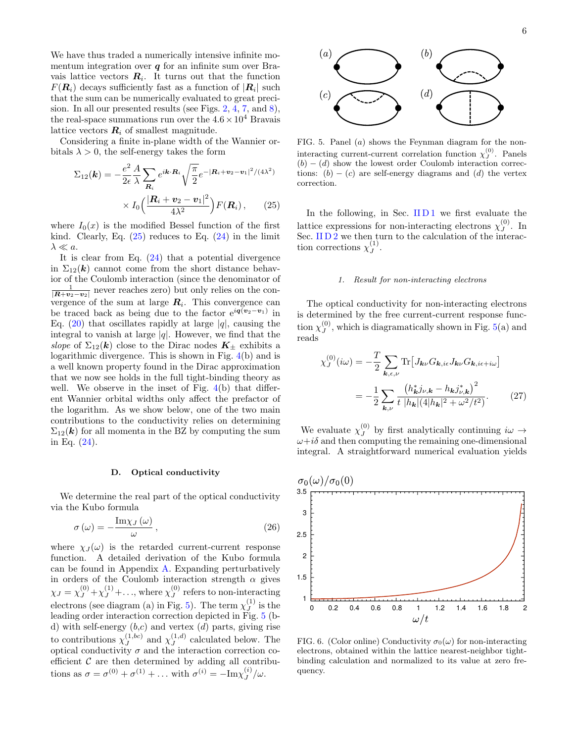We have thus traded a numerically intensive infinite momentum integration over $\boldsymbol{q}$ for an infinite sum over Bravais lattice vectors $\boldsymbol{R}_i$. It turns out that the function $F(\boldsymbol{R}_i)$ decays sufficiently fast as a function of $|\boldsymbol{R}_i|$ such that the sum can be numerically evaluated to great precision. In all our presented results (see Figs. 2, 4, 7, and 8), the real-space summations run over the $4.6\times10^4$ Bravais lattice vectors $\boldsymbol{R}_i$ of smallest magnitude.

Considering a finite in-plane width of the Wannier orbitals $\lambda > 0$, the self-energy takes the form

$$\Sigma_{12}(\boldsymbol{k}) = -\frac{e^2}{2\epsilon}\frac{A}{\lambda}\sum_{\boldsymbol{R}_i} e^{i\boldsymbol{k}\cdot\boldsymbol{R}_i}\sqrt{\frac{\pi}{2}}e^{-|\boldsymbol{R}_i+\boldsymbol{v}_2-\boldsymbol{v}_1|^2/(4\lambda^2)} \times I_0\Big(\frac{|\boldsymbol{R}_i+\boldsymbol{v}_2-\boldsymbol{v}_1|^2}{4\lambda^2}\Big)F(\boldsymbol{R}_i)\,, \qquad (25)$$

where $I_0(x)$ is the modified Bessel function of the first kind. Clearly, Eq. (25) reduces to Eq. (24) in the limit $\lambda \ll a$.

It is clear from Eq. (24) that a potential divergence in $\Sigma_{12}(\boldsymbol{k})$ cannot come from the short distance behavior of the Coulomb interaction (since the denominator of $\frac{1}{|\boldsymbol{R}+\boldsymbol{v}_2-\boldsymbol{v}_2|}$ never reaches zero) but only relies on the convergence of the sum at large $\boldsymbol{R}_i$. This convergence can be traced back as being due to the factor $e^{i\boldsymbol{q}(\boldsymbol{v}_2-\boldsymbol{v}_1)}$ in Eq. (20) that oscillates rapidly at large $|q|$, causing the integral to vanish at large $|q|$. However, we find that the *slope* of $\Sigma_{12}(\boldsymbol{k})$ close to the Dirac nodes $\boldsymbol{K}_\pm$ exhibits a logarithmic divergence. This is shown in Fig. 4(b) and is a well known property found in the Dirac approximation that we now see holds in the full tight-binding theory as well. We observe in the inset of Fig. 4(b) that different Wannier orbital widths only affect the prefactor of the logarithm. As we show below, one of the two main contributions to the conductivity relies on determining $\Sigma_{12}(\boldsymbol{k})$ for all momenta in the BZ by computing the sum in Eq. (24).

## D. Optical conductivity

We determine the real part of the optical conductivity via the Kubo formula

$$\sigma(\omega) = -\frac{\mathrm{Im}\chi_J(\omega)}{\omega}\,, \qquad (26)$$

where $\chi_J(\omega)$ is the retarded current-current response function. A detailed derivation of the Kubo formula can be found in Appendix A. Expanding perturbatively in orders of the Coulomb interaction strength $\alpha$ gives $\chi_J = \chi_J^{(0)} + \chi_J^{(1)} + \ldots$, where $\chi_J^{(0)}$ refers to non-interacting electrons (see diagram (a) in Fig. 5). The term $\chi_J^{(1)}$ is the leading order interaction correction depicted in Fig. 5 (b-d) with self-energy ($b$,$c$) and vertex ($d$) parts, giving rise to contributions $\chi_J^{(1,bc)}$ and $\chi_J^{(1,d)}$ calculated below. The optical conductivity $\sigma$ and the interaction correction coefficient $\mathcal{C}$ are then determined by adding all contributions as $\sigma = \sigma^{(0)} + \sigma^{(1)} + \ldots$ with $\sigma^{(i)} = -\mathrm{Im}\chi_J^{(i)}/\omega$.

(a)
(b)
(c)
(d)

FIG. 5. Panel ($a$) shows the Feynman diagram for the non-interacting current-current correlation function $\chi_J^{(0)}$. Panels ($b$) − ($d$) show the lowest order Coulomb interaction corrections: ($b$) − ($c$) are self-energy diagrams and ($d$) the vertex correction.

In the following, in Sec. II D 1 we first evaluate the lattice expressions for non-interacting electrons $\chi_J^{(0)}$. In Sec. II D 2 we then turn to the calculation of the interaction corrections $\chi_J^{(1)}$.

### 1. Result for non-interacting electrons

The optical conductivity for non-interacting electrons is determined by the free current-current response function $\chi_J^{(0)}$, which is diagramatically shown in Fig. 5(a) and reads

$$\chi_J^{(0)}(i\omega) = -\frac{T}{2}\sum_{\boldsymbol{k},\epsilon,\nu}\mathrm{Tr}\big[J_{\boldsymbol{k}\nu}G_{\boldsymbol{k},i\epsilon}J_{\boldsymbol{k}\nu}G_{\boldsymbol{k},i\epsilon+i\omega}\big] = -\frac{1}{2}\sum_{\boldsymbol{k},\nu}\frac{\big(h^*_{\boldsymbol{k}}j_{\nu,\boldsymbol{k}} - h_{\boldsymbol{k}}j^*_{\nu,\boldsymbol{k}}\big)^2}{t\,|h_{\boldsymbol{k}}|(4|h_{\boldsymbol{k}}|^2+\omega^2/t^2)}. \qquad (27)$$

We evaluate $\chi_J^{(0)}$ by first analytically continuing $i\omega \to \omega + i\delta$ and then computing the remaining one-dimensional integral. A straightforward numerical evaluation yields

$\sigma_0(\omega)/\sigma_0(0)$
3.5
3
2.5
2
1.5
1
0 0.2 0.4 0.6 0.8 1 1.2 1.4 1.6 1.8 2
$\omega/t$

FIG. 6. (Color online) Conductivity $\sigma_0(\omega)$ for non-interacting electrons, obtained within the lattice nearest-neighbor tight-binding calculation and normalized to its value at zero frequency.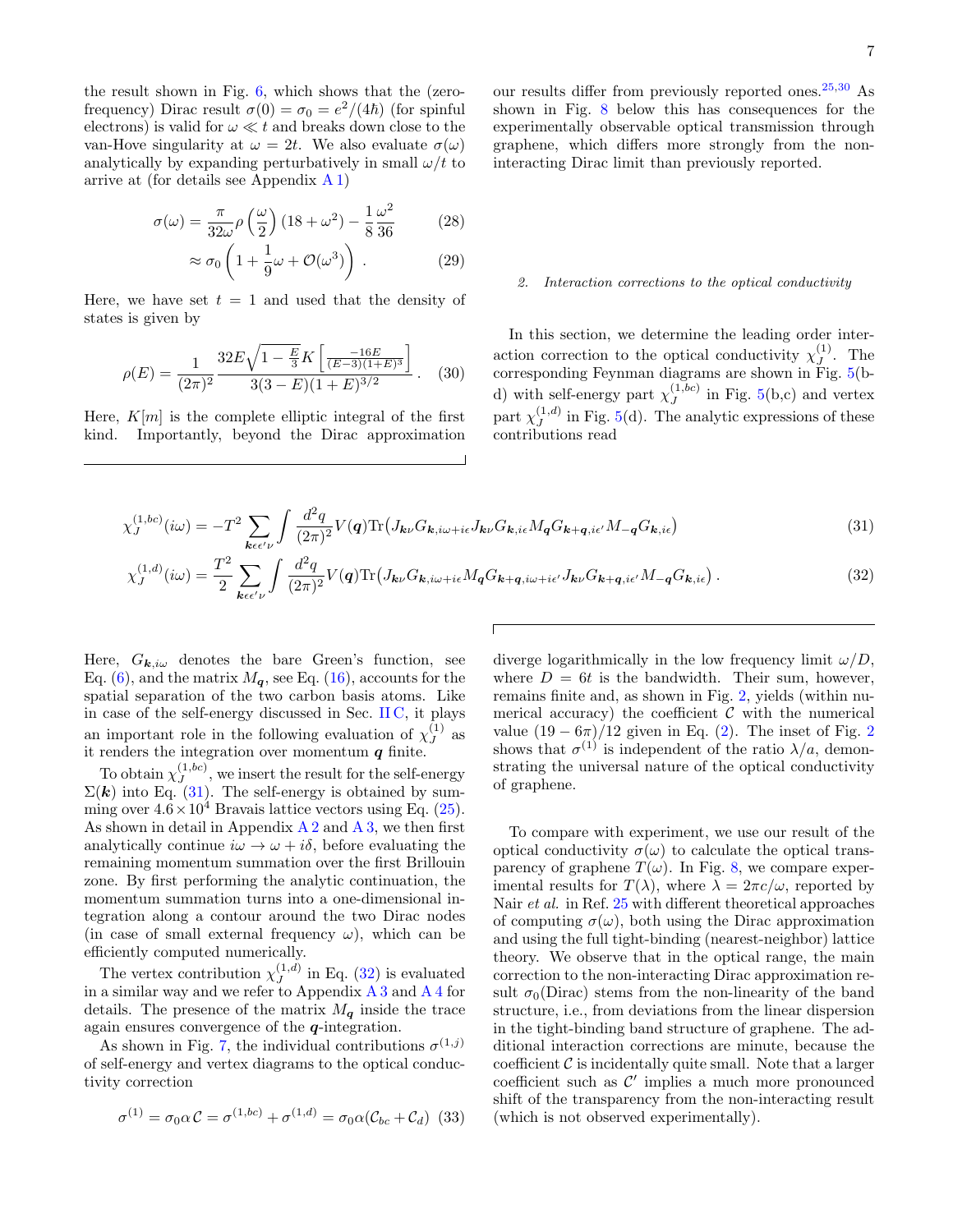the result shown in Fig. 6, which shows that the (zero-frequency) Dirac result $\sigma(0) = \sigma_0 = e^2/(4\hbar)$ (for spinful electrons) is valid for $\omega \ll t$ and breaks down close to the van-Hove singularity at $\omega = 2t$. We also evaluate $\sigma(\omega)$ analytically by expanding perturbatively in small $\omega/t$ to arrive at (for details see Appendix A 1)

$$\sigma(\omega) = \frac{\pi}{32\omega}\rho\left(\frac{\omega}{2}\right)(18+\omega^2) - \frac{1}{8}\frac{\omega^2}{36} \tag{28}$$

$$\approx \sigma_0\left(1 + \frac{1}{9}\omega + \mathcal{O}(\omega^3)\right) . \tag{29}$$

Here, we have set $t = 1$ and used that the density of states is given by

$$\rho(E) = \frac{1}{(2\pi)^2}\frac{32E\sqrt{1-\frac{E}{3}}K\left[\frac{-16E}{(E-3)(1+E)^3}\right]}{3(3-E)(1+E)^{3/2}} . \tag{30}$$

Here, $K[m]$ is the complete elliptic integral of the first kind. Importantly, beyond the Dirac approximation our results differ from previously reported ones.[25,30] As shown in Fig. 8 below this has consequences for the experimentally observable optical transmission through graphene, which differs more strongly from the non-interacting Dirac limit than previously reported.

### 2. Interaction corrections to the optical conductivity

In this section, we determine the leading order interaction correction to the optical conductivity $\chi_J^{(1)}$. The corresponding Feynman diagrams are shown in Fig. 5(b-d) with self-energy part $\chi_J^{(1,bc)}$ in Fig. 5(b,c) and vertex part $\chi_J^{(1,d)}$ in Fig. 5(d). The analytic expressions of these contributions read

$$\chi_J^{(1,bc)}(i\omega) = -T^2 \sum_{\boldsymbol{k}\epsilon\epsilon'\nu} \int \frac{d^2q}{(2\pi)^2} V(\boldsymbol{q}) \mathrm{Tr}\big(J_{\boldsymbol{k}\nu} G_{\boldsymbol{k},i\omega+i\epsilon} J_{\boldsymbol{k}\nu} G_{\boldsymbol{k},i\epsilon} M_{\boldsymbol{q}} G_{\boldsymbol{k}+\boldsymbol{q},i\epsilon'} M_{-\boldsymbol{q}} G_{\boldsymbol{k},i\epsilon}\big) \tag{31}$$

$$\chi_J^{(1,d)}(i\omega) = \frac{T^2}{2} \sum_{\boldsymbol{k}\epsilon\epsilon'\nu} \int \frac{d^2q}{(2\pi)^2} V(\boldsymbol{q}) \mathrm{Tr}\big(J_{\boldsymbol{k}\nu} G_{\boldsymbol{k},i\omega+i\epsilon} M_{\boldsymbol{q}} G_{\boldsymbol{k}+\boldsymbol{q},i\omega+i\epsilon'} J_{\boldsymbol{k}\nu} G_{\boldsymbol{k}+\boldsymbol{q},i\epsilon'} M_{-\boldsymbol{q}} G_{\boldsymbol{k},i\epsilon}\big) . \tag{32}$$

Here, $G_{\boldsymbol{k},i\omega}$ denotes the bare Green's function, see Eq. (6), and the matrix $M_{\boldsymbol{q}}$, see Eq. (16), accounts for the spatial separation of the two carbon basis atoms. Like in case of the self-energy discussed in Sec. II C, it plays an important role in the following evaluation of $\chi_J^{(1)}$ as it renders the integration over momentum $\boldsymbol{q}$ finite.

To obtain $\chi_J^{(1,bc)}$, we insert the result for the self-energy $\Sigma(\boldsymbol{k})$ into Eq. (31). The self-energy is obtained by summing over $4.6\times10^4$ Bravais lattice vectors using Eq. (25). As shown in detail in Appendix A 2 and A 3, we then first analytically continue $i\omega \to \omega + i\delta$, before evaluating the remaining momentum summation over the first Brillouin zone. By first performing the analytic continuation, the momentum summation turns into a one-dimensional integration along a contour around the two Dirac nodes (in case of small external frequency $\omega$), which can be efficiently computed numerically.

The vertex contribution $\chi_J^{(1,d)}$ in Eq. (32) is evaluated in a similar way and we refer to Appendix A 3 and A 4 for details. The presence of the matrix $M_{\boldsymbol{q}}$ inside the trace again ensures convergence of the $\boldsymbol{q}$-integration.

As shown in Fig. 7, the individual contributions $\sigma^{(1,j)}$ of self-energy and vertex diagrams to the optical conductivity correction

$$\sigma^{(1)} = \sigma_0\alpha\,\mathcal{C} = \sigma^{(1,bc)} + \sigma^{(1,d)} = \sigma_0\alpha(\mathcal{C}_{bc} + \mathcal{C}_d) \tag{33}$$

diverge logarithmically in the low frequency limit $\omega/D$, where $D = 6t$ is the bandwidth. Their sum, however, remains finite and, as shown in Fig. 2, yields (within numerical accuracy) the coefficient $\mathcal{C}$ with the numerical value $(19-6\pi)/12$ given in Eq. (2). The inset of Fig. 2 shows that $\sigma^{(1)}$ is independent of the ratio $\lambda/a$, demonstrating the universal nature of the optical conductivity of graphene.

To compare with experiment, we use our result of the optical conductivity $\sigma(\omega)$ to calculate the optical transparency of graphene $T(\omega)$. In Fig. 8, we compare experimental results for $T(\lambda)$, where $\lambda = 2\pi c/\omega$, reported by Nair *et al.* in Ref. 25 with different theoretical approaches of computing $\sigma(\omega)$, both using the Dirac approximation and using the full tight-binding (nearest-neighbor) lattice theory. We observe that in the optical range, the main correction to the non-interacting Dirac approximation result $\sigma_0$(Dirac) stems from the non-linearity of the band structure, i.e., from deviations from the linear dispersion in the tight-binding band structure of graphene. The additional interaction corrections are minute, because the coefficient $\mathcal{C}$ is incidentally quite small. Note that a larger coefficient such as $\mathcal{C}'$ implies a much more pronounced shift of the transparency from the non-interacting result (which is not observed experimentally).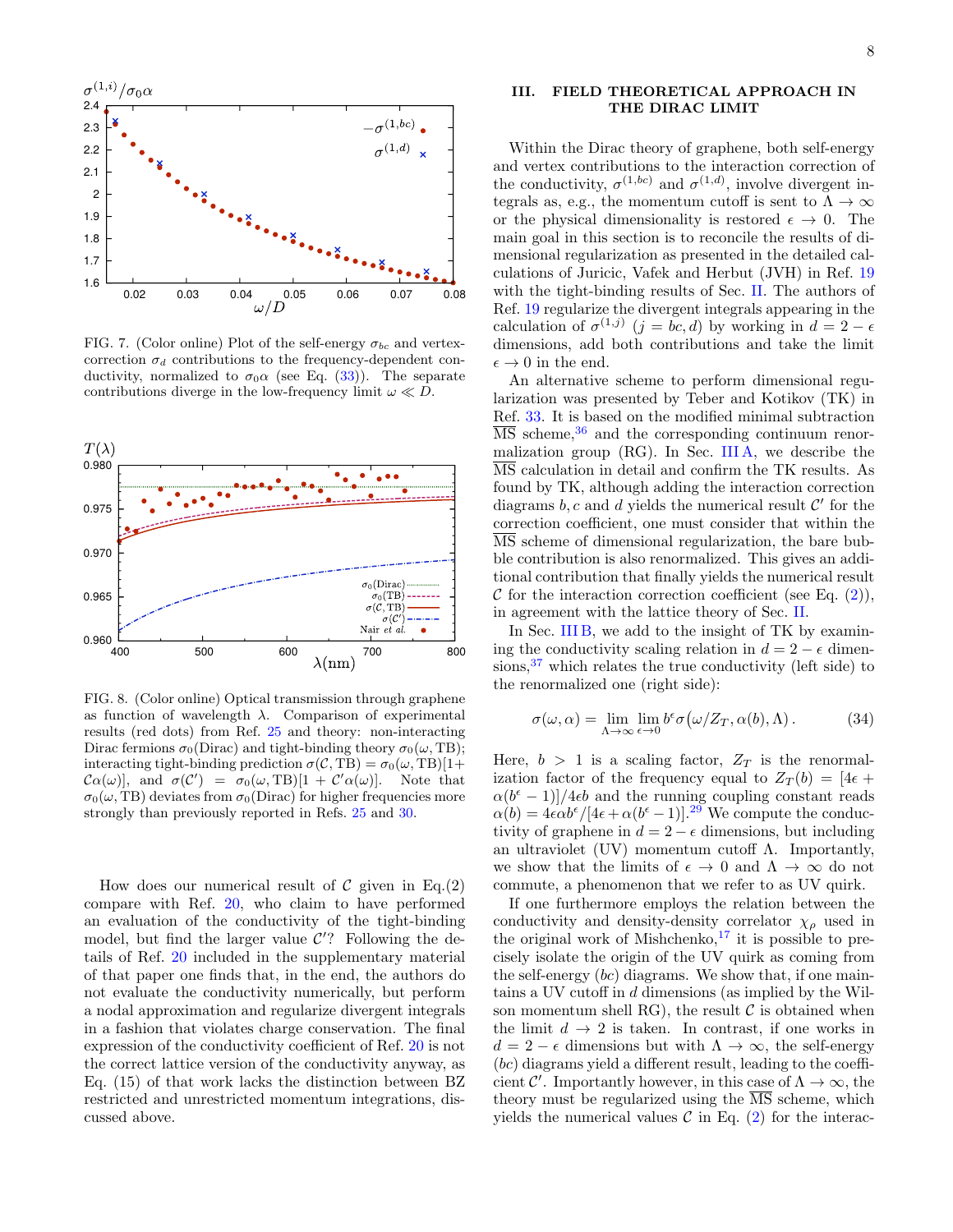$\sigma^{(1,i)}/\sigma_0\alpha$

2.4
2.3
2.2
2.1
2
1.9
1.8
1.7
1.6

0.02 0.03 0.04 0.05 0.06 0.07 0.08

$\omega/D$

$-\sigma^{(1,bc)}$

$\sigma^{(1,d)}$

FIG. 7. (Color online) Plot of the self-energy $\sigma_{bc}$ and vertex-correction $\sigma_d$ contributions to the frequency-dependent conductivity, normalized to $\sigma_0\alpha$ (see Eq. (33)). The separate contributions diverge in the low-frequency limit $\omega \ll D$.

$T(\lambda)$

0.980
0.975
0.970
0.965
0.960

400 500 600 700 800

$\lambda$(nm)

$\sigma_0$(Dirac)
$\sigma_0$(TB)
$\sigma(\mathcal{C},$TB)
$\sigma(\mathcal{C}')$
Nair *et al.*

FIG. 8. (Color online) Optical transmission through graphene as function of wavelength $\lambda$. Comparison of experimental results (red dots) from Ref. 25 and theory: non-interacting Dirac fermions $\sigma_0$(Dirac) and tight-binding theory $\sigma_0(\omega,$TB); interacting tight-binding prediction $\sigma(\mathcal{C},\text{TB}) = \sigma_0(\omega,\text{TB})[1+\mathcal{C}\alpha(\omega)]$, and $\sigma(\mathcal{C}') = \sigma_0(\omega,\text{TB})[1+\mathcal{C}'\alpha(\omega)]$. Note that $\sigma_0(\omega,$TB) deviates from $\sigma_0$(Dirac) for higher frequencies more strongly than previously reported in Refs. 25 and 30.

How does our numerical result of $\mathcal{C}$ given in Eq.(2) compare with Ref. 20, who claim to have performed an evaluation of the conductivity of the tight-binding model, but find the larger value $\mathcal{C}'$? Following the details of Ref. 20 included in the supplementary material of that paper one finds that, in the end, the authors do not evaluate the conductivity numerically, but perform a nodal approximation and regularize divergent integrals in a fashion that violates charge conservation. The final expression of the conductivity coefficient of Ref. 20 is not the correct lattice version of the conductivity anyway, as Eq. (15) of that work lacks the distinction between BZ restricted and unrestricted momentum integrations, discussed above.

## III. FIELD THEORETICAL APPROACH IN THE DIRAC LIMIT

Within the Dirac theory of graphene, both self-energy and vertex contributions to the interaction correction of the conductivity, $\sigma^{(1,bc)}$ and $\sigma^{(1,d)}$, involve divergent integrals as, e.g., the momentum cutoff is sent to $\Lambda \to \infty$ or the physical dimensionality is restored $\epsilon \to 0$. The main goal in this section is to reconcile the results of dimensional regularization as presented in the detailed calculations of Juricic, Vafek and Herbut (JVH) in Ref. 19 with the tight-binding results of Sec. II. The authors of Ref. 19 regularize the divergent integrals appearing in the calculation of $\sigma^{(1,j)}$ ($j = bc, d$) by working in $d = 2-\epsilon$ dimensions, add both contributions and take the limit $\epsilon \to 0$ in the end.

An alternative scheme to perform dimensional regularization was presented by Teber and Kotikov (TK) in Ref. 33. It is based on the modified minimal subtraction $\overline{\text{MS}}$ scheme,[36] and the corresponding continuum renormalization group (RG). In Sec. III A, we describe the $\overline{\text{MS}}$ calculation in detail and confirm the TK results. As found by TK, although adding the interaction correction diagrams $b, c$ and $d$ yields the numerical result $\mathcal{C}'$ for the correction coefficient, one must consider that within the $\overline{\text{MS}}$ scheme of dimensional regularization, the bare bubble contribution is also renormalized. This gives an additional contribution that finally yields the numerical result $\mathcal{C}$ for the interaction correction coefficient (see Eq. (2)), in agreement with the lattice theory of Sec. II.

In Sec. III B, we add to the insight of TK by examining the conductivity scaling relation in $d = 2-\epsilon$ dimensions,[37] which relates the true conductivity (left side) to the renormalized one (right side):

$$\sigma(\omega,\alpha) = \lim_{\Lambda\to\infty}\lim_{\epsilon\to 0} b^{\epsilon}\sigma\big(\omega/Z_T, \alpha(b), \Lambda\big)\,. \tag{34}$$

Here, $b > 1$ is a scaling factor, $Z_T$ is the renormalization factor of the frequency equal to $Z_T(b) = [4\epsilon + \alpha(b^{\epsilon}-1)]/4\epsilon b$ and the running coupling constant reads $\alpha(b) = 4\epsilon\alpha b^{\epsilon}/[4\epsilon + \alpha(b^{\epsilon}-1)]$.[29] We compute the conductivity of graphene in $d = 2-\epsilon$ dimensions, but including an ultraviolet (UV) momentum cutoff $\Lambda$. Importantly, we show that the limits of $\epsilon \to 0$ and $\Lambda \to \infty$ do not commute, a phenomenon that we refer to as UV quirk.

If one furthermore employs the relation between the conductivity and density-density correlator $\chi_\rho$ used in the original work of Mishchenko,[17] it is possible to precisely isolate the origin of the UV quirk as coming from the self-energy ($bc$) diagrams. We show that, if one maintains a UV cutoff in $d$ dimensions (as implied by the Wilson momentum shell RG), the result $\mathcal{C}$ is obtained when the limit $d \to 2$ is taken. In contrast, if one works in $d = 2-\epsilon$ dimensions but with $\Lambda \to \infty$, the self-energy ($bc$) diagrams yield a different result, leading to the coefficient $\mathcal{C}'$. Importantly however, in this case of $\Lambda \to \infty$, the theory must be regularized using the $\overline{\text{MS}}$ scheme, which yields the numerical values $\mathcal{C}$ in Eq. (2) for the interac-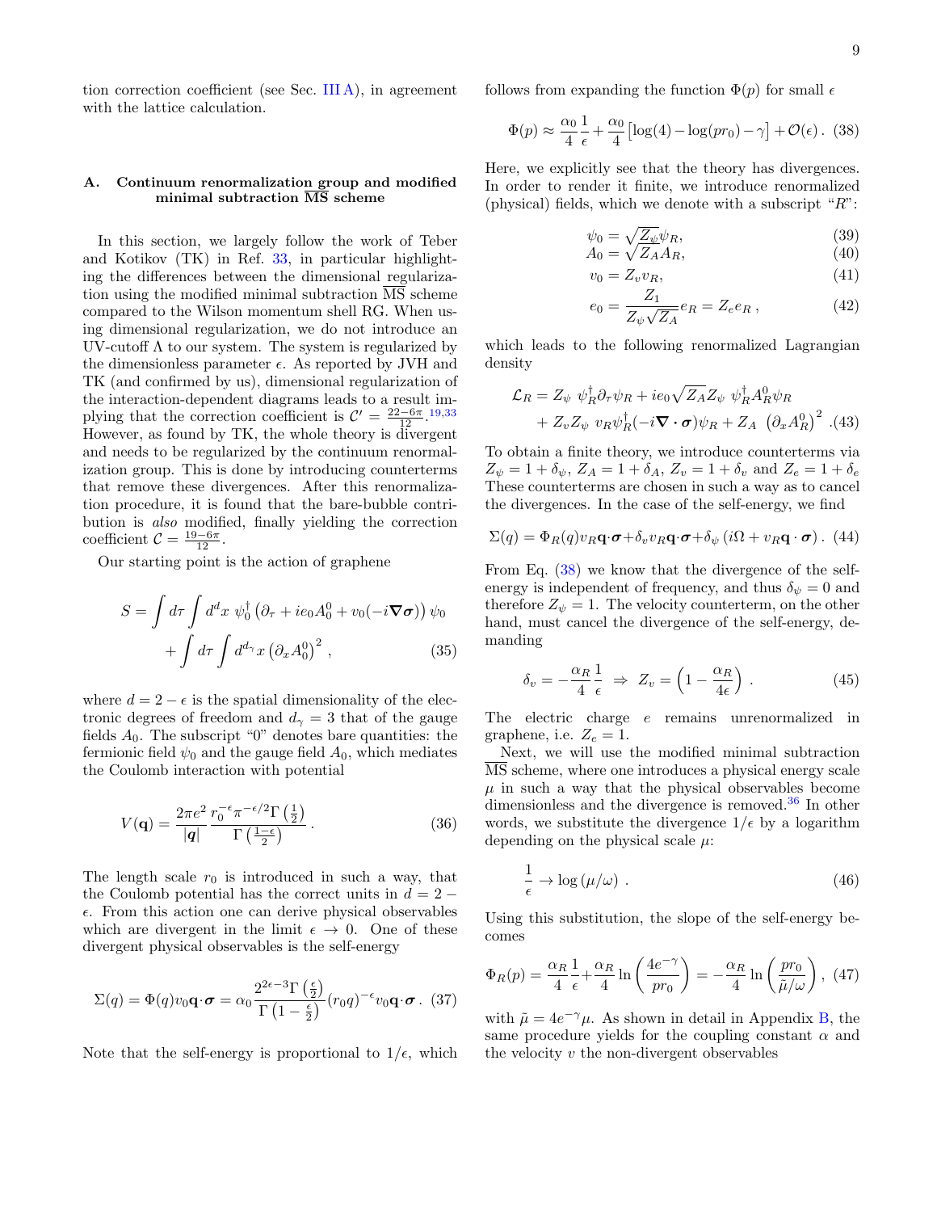tion correction coefficient (see Sec. III A), in agreement with the lattice calculation.

### A. Continuum renormalization group and modified minimal subtraction $\overline{\text{MS}}$ scheme

In this section, we largely follow the work of Teber and Kotikov (TK) in Ref. [33], in particular highlighting the differences between the dimensional regularization using the modified minimal subtraction $\overline{\text{MS}}$ scheme compared to the Wilson momentum shell RG. When using dimensional regularization, we do not introduce an UV-cutoff $\Lambda$ to our system. The system is regularized by the dimensionless parameter $\epsilon$. As reported by JVH and TK (and confirmed by us), dimensional regularization of the interaction-dependent diagrams leads to a result implying that the correction coefficient is $\mathcal{C}' = \frac{22-6\pi}{12}$.[19,33] However, as found by TK, the whole theory is divergent and needs to be regularized by the continuum renormalization group. This is done by introducing counterterms that remove these divergences. After this renormalization procedure, it is found that the bare-bubble contribution is *also* modified, finally yielding the correction coefficient $\mathcal{C} = \frac{19-6\pi}{12}$.

Our starting point is the action of graphene

$$S = \int d\tau \int d^d x \; \psi_0^\dagger \left(\partial_\tau + ie_0 A_0^0 + v_0(-i\boldsymbol{\nabla}\boldsymbol{\sigma})\right)\psi_0 + \int d\tau \int d^{d_\gamma} x \left(\partial_x A_0^0\right)^2 , \quad (35)$$

where $d = 2-\epsilon$ is the spatial dimensionality of the electronic degrees of freedom and $d_\gamma = 3$ that of the gauge fields $A_0$. The subscript "0" denotes bare quantities: the fermionic field $\psi_0$ and the gauge field $A_0$, which mediates the Coulomb interaction with potential

$$V(\mathbf{q}) = \frac{2\pi e^2}{|\boldsymbol{q}|} \frac{r_0^{-\epsilon}\pi^{-\epsilon/2}\Gamma\left(\frac{1}{2}\right)}{\Gamma\left(\frac{1-\epsilon}{2}\right)} . \quad (36)$$

The length scale $r_0$ is introduced in such a way, that the Coulomb potential has the correct units in $d = 2-\epsilon$. From this action one can derive physical observables which are divergent in the limit $\epsilon \to 0$. One of these divergent physical observables is the self-energy

$$\Sigma(q) = \Phi(q) v_0 \mathbf{q}\cdot\boldsymbol{\sigma} = \alpha_0 \frac{2^{2\epsilon-3}\Gamma\left(\frac{\epsilon}{2}\right)}{\Gamma\left(1-\frac{\epsilon}{2}\right)} (r_0 q)^{-\epsilon} v_0 \mathbf{q}\cdot\boldsymbol{\sigma} . \quad (37)$$

Note that the self-energy is proportional to $1/\epsilon$, which follows from expanding the function $\Phi(p)$ for small $\epsilon$

$$\Phi(p) \approx \frac{\alpha_0}{4}\frac{1}{\epsilon} + \frac{\alpha_0}{4}\left[\log(4) - \log(pr_0) - \gamma\right] + \mathcal{O}(\epsilon) . \quad (38)$$

Here, we explicitly see that the theory has divergences. In order to render it finite, we introduce renormalized (physical) fields, which we denote with a subscript "$R$":

$$\psi_0 = \sqrt{Z_\psi}\psi_R, \quad (39)$$
$$A_0 = \sqrt{Z_A}A_R, \quad (40)$$
$$v_0 = Z_v v_R, \quad (41)$$
$$e_0 = \frac{Z_1}{Z_\psi\sqrt{Z_A}} e_R = Z_e e_R , \quad (42)$$

which leads to the following renormalized Lagrangian density

$$\mathcal{L}_R = Z_\psi \; \psi_R^\dagger \partial_\tau \psi_R + ie_0\sqrt{Z_A} Z_\psi \; \psi_R^\dagger A_R^0 \psi_R + Z_v Z_\psi \; v_R \psi_R^\dagger(-i\boldsymbol{\nabla}\cdot\boldsymbol{\sigma})\psi_R + Z_A \; \left(\partial_x A_R^0\right)^2 . (43)$$

To obtain a finite theory, we introduce counterterms via $Z_\psi = 1+\delta_\psi$, $Z_A = 1+\delta_A$, $Z_v = 1+\delta_v$ and $Z_e = 1+\delta_e$. These counterterms are chosen in such a way as to cancel the divergences. In the case of the self-energy, we find

$$\Sigma(q) = \Phi_R(q) v_R \mathbf{q}\cdot\boldsymbol{\sigma} + \delta_v v_R \mathbf{q}\cdot\boldsymbol{\sigma} + \delta_\psi\left(i\Omega + v_R\mathbf{q}\cdot\boldsymbol{\sigma}\right) . \quad (44)$$

From Eq. (38) we know that the divergence of the self-energy is independent of frequency, and thus $\delta_\psi = 0$ and therefore $Z_\psi = 1$. The velocity counterterm, on the other hand, must cancel the divergence of the self-energy, demanding

$$\delta_v = -\frac{\alpha_R}{4}\frac{1}{\epsilon} \;\Rightarrow\; Z_v = \left(1 - \frac{\alpha_R}{4\epsilon}\right) . \quad (45)$$

The electric charge $e$ remains unrenormalized in graphene, i.e. $Z_e = 1$.

Next, we will use the modified minimal subtraction $\overline{\text{MS}}$ scheme, where one introduces a physical energy scale $\mu$ in such a way that the physical observables become dimensionless and the divergence is removed.[36] In other words, we substitute the divergence $1/\epsilon$ by a logarithm depending on the physical scale $\mu$:

$$\frac{1}{\epsilon} \to \log\left(\mu/\omega\right) . \quad (46)$$

Using this substitution, the slope of the self-energy becomes

$$\Phi_R(p) = \frac{\alpha_R}{4}\frac{1}{\epsilon} + \frac{\alpha_R}{4}\ln\left(\frac{4e^{-\gamma}}{pr_0}\right) = -\frac{\alpha_R}{4}\ln\left(\frac{pr_0}{\tilde{\mu}/\omega}\right) , \quad (47)$$

with $\tilde{\mu} = 4e^{-\gamma}\mu$. As shown in detail in Appendix B, the same procedure yields for the coupling constant $\alpha$ and the velocity $v$ the non-divergent observables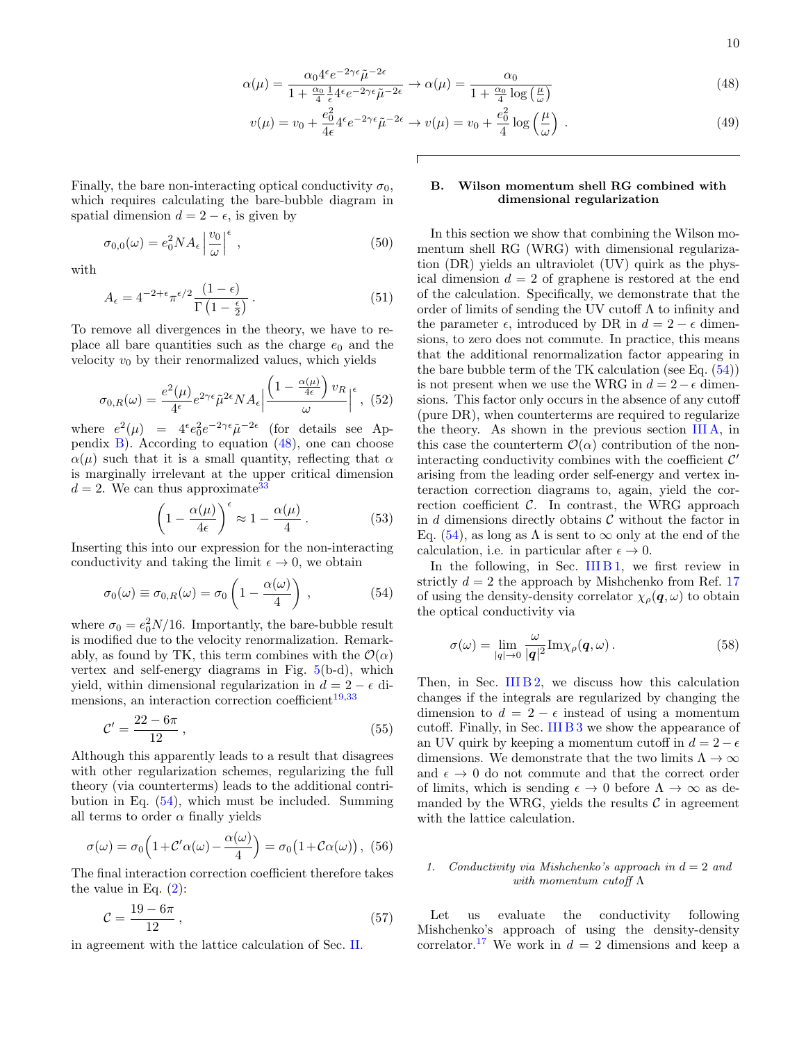$$\alpha(\mu) = \frac{\alpha_0 4^\epsilon e^{-2\gamma\epsilon}\tilde{\mu}^{-2\epsilon}}{1+\frac{\alpha_0}{4}\frac{1}{\epsilon}4^\epsilon e^{-2\gamma\epsilon}\tilde{\mu}^{-2\epsilon}} \to \alpha(\mu) = \frac{\alpha_0}{1+\frac{\alpha_0}{4}\log\left(\frac{\mu}{\omega}\right)} \tag{48}$$

$$v(\mu) = v_0 + \frac{e_0^2}{4\epsilon}4^\epsilon e^{-2\gamma\epsilon}\tilde{\mu}^{-2\epsilon} \to v(\mu) = v_0 + \frac{e_0^2}{4}\log\left(\frac{\mu}{\omega}\right) . \tag{49}$$

Finally, the bare non-interacting optical conductivity $\sigma_0$, which requires calculating the bare-bubble diagram in spatial dimension $d = 2 - \epsilon$, is given by

$$\sigma_{0,0}(\omega) = e_0^2 N A_\epsilon \left|\frac{v_0}{\omega}\right|^\epsilon , \tag{50}$$

with

$$A_\epsilon = 4^{-2+\epsilon}\pi^{\epsilon/2}\frac{(1-\epsilon)}{\Gamma\left(1-\frac{\epsilon}{2}\right)} . \tag{51}$$

To remove all divergences in the theory, we have to replace all bare quantities such as the charge $e_0$ and the velocity $v_0$ by their renormalized values, which yields

$$\sigma_{0,R}(\omega) = \frac{e^2(\mu)}{4^\epsilon}e^{2\gamma\epsilon}\tilde{\mu}^{2\epsilon}NA_\epsilon\left|\frac{\left(1-\frac{\alpha(\mu)}{4\epsilon}\right)v_R}{\omega}\right|^\epsilon , \tag{52}$$

where $e^2(\mu) = 4^\epsilon e_0^2 e^{-2\gamma\epsilon}\tilde{\mu}^{-2\epsilon}$ (for details see Appendix B). According to equation (48), one can choose $\alpha(\mu)$ such that it is a small quantity, reflecting that $\alpha$ is marginally irrelevant at the upper critical dimension $d = 2$. We can thus approximate[33]

$$\left(1-\frac{\alpha(\mu)}{4\epsilon}\right)^\epsilon \approx 1 - \frac{\alpha(\mu)}{4} . \tag{53}$$

Inserting this into our expression for the non-interacting conductivity and taking the limit $\epsilon \to 0$, we obtain

$$\sigma_0(\omega) \equiv \sigma_{0,R}(\omega) = \sigma_0\left(1-\frac{\alpha(\omega)}{4}\right) , \tag{54}$$

where $\sigma_0 = e_0^2 N/16$. Importantly, the bare-bubble result is modified due to the velocity renormalization. Remarkably, as found by TK, this term combines with the $\mathcal{O}(\alpha)$ vertex and self-energy diagrams in Fig. 5(b-d), which yield, within dimensional regularization in $d = 2 - \epsilon$ dimensions, an interaction correction coefficient[19,33]

$$\mathcal{C}' = \frac{22-6\pi}{12} , \tag{55}$$

Although this apparently leads to a result that disagrees with other regularization schemes, regularizing the full theory (via counterterms) leads to the additional contribution in Eq. (54), which must be included. Summing all terms to order $\alpha$ finally yields

$$\sigma(\omega) = \sigma_0\Big(1+\mathcal{C}'\alpha(\omega) - \frac{\alpha(\omega)}{4}\Big) = \sigma_0\big(1+\mathcal{C}\alpha(\omega)\big) , \tag{56}$$

The final interaction correction coefficient therefore takes the value in Eq. (2):

$$\mathcal{C} = \frac{19-6\pi}{12} , \tag{57}$$

in agreement with the lattice calculation of Sec. II.

## B. Wilson momentum shell RG combined with dimensional regularization

In this section we show that combining the Wilson momentum shell RG (WRG) with dimensional regularization (DR) yields an ultraviolet (UV) quirk as the physical dimension $d = 2$ of graphene is restored at the end of the calculation. Specifically, we demonstrate that the order of limits of sending the UV cutoff $\Lambda$ to infinity and the parameter $\epsilon$, introduced by DR in $d = 2-\epsilon$ dimensions, to zero does not commute. In practice, this means that the additional renormalization factor appearing in the bare bubble term of the TK calculation (see Eq. (54)) is not present when we use the WRG in $d = 2-\epsilon$ dimensions. This factor only occurs in the absence of any cutoff (pure DR), when counterterms are required to regularize the theory. As shown in the previous section III A, in this case the counterterm $\mathcal{O}(\alpha)$ contribution of the non-interacting conductivity combines with the coefficient $\mathcal{C}'$ arising from the leading order self-energy and vertex interaction correction diagrams to, again, yield the correction coefficient $\mathcal{C}$. In contrast, the WRG approach in $d$ dimensions directly obtains $\mathcal{C}$ without the factor in Eq. (54), as long as $\Lambda$ is sent to $\infty$ only at the end of the calculation, i.e. in particular after $\epsilon \to 0$.

In the following, in Sec. III B 1, we first review in strictly $d = 2$ the approach by Mishchenko from Ref. 17 of using the density-density correlator $\chi_\rho(\boldsymbol{q}, \omega)$ to obtain the optical conductivity via

$$\sigma(\omega) = \lim_{|q|\to 0}\frac{\omega}{|\boldsymbol{q}|^2}\text{Im}\chi_\rho(\boldsymbol{q}, \omega) . \tag{58}$$

Then, in Sec. III B 2, we discuss how this calculation changes if the integrals are regularized by changing the dimension to $d = 2-\epsilon$ instead of using a momentum cutoff. Finally, in Sec. III B 3 we show the appearance of an UV quirk by keeping a momentum cutoff in $d = 2-\epsilon$ dimensions. We demonstrate that the two limits $\Lambda \to \infty$ and $\epsilon \to 0$ do not commute and that the correct order of limits, which is sending $\epsilon \to 0$ before $\Lambda \to \infty$ as demanded by the WRG, yields the results $\mathcal{C}$ in agreement with the lattice calculation.

### 1. *Conductivity via Mishchenko's approach in $d = 2$ and with momentum cutoff $\Lambda$*

Let us evaluate the conductivity following Mishchenko's approach of using the density-density correlator.[17] We work in $d = 2$ dimensions and keep a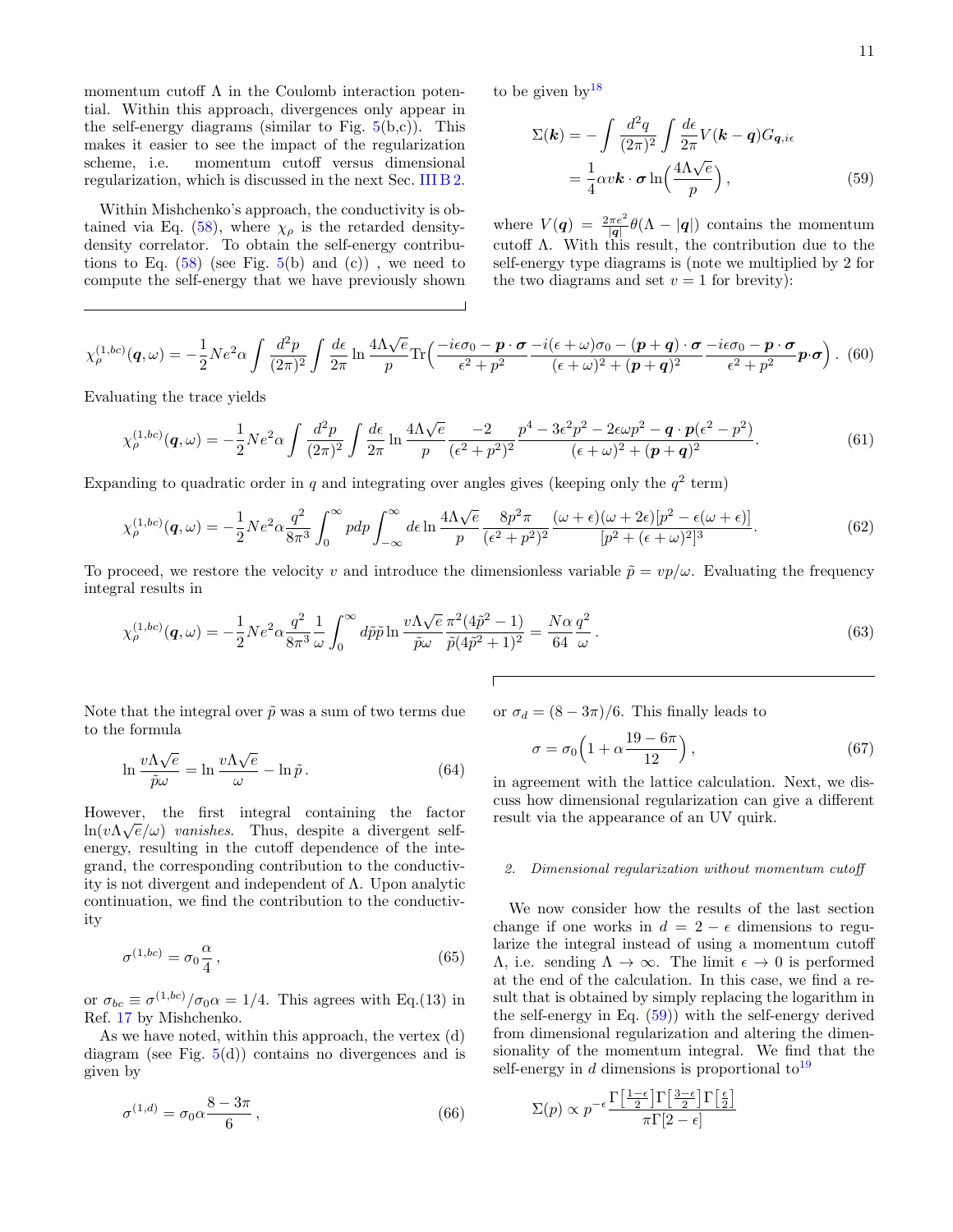momentum cutoff $\Lambda$ in the Coulomb interaction potential. Within this approach, divergences only appear in the self-energy diagrams (similar to Fig. 5(b,c)). This makes it easier to see the impact of the regularization scheme, i.e. momentum cutoff versus dimensional regularization, which is discussed in the next Sec. III B 2.

Within Mishchenko's approach, the conductivity is obtained via Eq. (58), where $\chi_\rho$ is the retarded density-density correlator. To obtain the self-energy contributions to Eq. (58) (see Fig. 5(b) and (c)) , we need to compute the self-energy that we have previously shown to be given by[18]

$$\Sigma(\boldsymbol{k}) = -\int \frac{d^2q}{(2\pi)^2}\int \frac{d\epsilon}{2\pi} V(\boldsymbol{k}-\boldsymbol{q}) G_{\boldsymbol{q},i\epsilon} = \frac{1}{4}\alpha v \boldsymbol{k}\cdot\boldsymbol{\sigma}\ln\Big(\frac{4\Lambda\sqrt{e}}{p}\Big), \tag{59}$$

where $V(\boldsymbol{q}) = \frac{2\pi e^2}{|\boldsymbol{q}|}\theta(\Lambda - |\boldsymbol{q}|)$ contains the momentum cutoff $\Lambda$. With this result, the contribution due to the self-energy type diagrams is (note we multiplied by 2 for the two diagrams and set $v=1$ for brevity):

$$\chi_\rho^{(1,bc)}(\boldsymbol{q},\omega) = -\frac{1}{2}Ne^2\alpha\int\frac{d^2p}{(2\pi)^2}\int\frac{d\epsilon}{2\pi}\ln\frac{4\Lambda\sqrt{e}}{p}\mathrm{Tr}\Big(\frac{-i\epsilon\sigma_0-\boldsymbol{p}\cdot\boldsymbol{\sigma}}{\epsilon^2+p^2}\frac{-i(\epsilon+\omega)\sigma_0-(\boldsymbol{p}+\boldsymbol{q})\cdot\boldsymbol{\sigma}}{(\epsilon+\omega)^2+(\boldsymbol{p}+\boldsymbol{q})^2}\frac{-i\epsilon\sigma_0-\boldsymbol{p}\cdot\boldsymbol{\sigma}}{\epsilon^2+p^2}\boldsymbol{p}\cdot\boldsymbol{\sigma}\Big). \tag{60}$$

Evaluating the trace yields

$$\chi_\rho^{(1,bc)}(\boldsymbol{q},\omega) = -\frac{1}{2}Ne^2\alpha\int\frac{d^2p}{(2\pi)^2}\int\frac{d\epsilon}{2\pi}\ln\frac{4\Lambda\sqrt{e}}{p}\frac{-2}{(\epsilon^2+p^2)^2}\frac{p^4-3\epsilon^2p^2-2\epsilon\omega p^2-\boldsymbol{q}\cdot\boldsymbol{p}(\epsilon^2-p^2)}{(\epsilon+\omega)^2+(\boldsymbol{p}+\boldsymbol{q})^2}. \tag{61}$$

Expanding to quadratic order in $q$ and integrating over angles gives (keeping only the $q^2$ term)

$$\chi_\rho^{(1,bc)}(\boldsymbol{q},\omega) = -\frac{1}{2}Ne^2\alpha\frac{q^2}{8\pi^3}\int_0^\infty pdp\int_{-\infty}^\infty d\epsilon\ln\frac{4\Lambda\sqrt{e}}{p}\frac{8p^2\pi}{(\epsilon^2+p^2)^2}\frac{(\omega+\epsilon)(\omega+2\epsilon)[p^2-\epsilon(\omega+\epsilon)]}{[p^2+(\epsilon+\omega)^2]^3}. \tag{62}$$

To proceed, we restore the velocity $v$ and introduce the dimensionless variable $\tilde{p} = vp/\omega$. Evaluating the frequency integral results in

$$\chi_\rho^{(1,bc)}(\boldsymbol{q},\omega) = -\frac{1}{2}Ne^2\alpha\frac{q^2}{8\pi^3}\frac{1}{\omega}\int_0^\infty d\tilde{p}\tilde{p}\ln\frac{v\Lambda\sqrt{e}}{\tilde{p}\omega}\frac{\pi^2(4\tilde{p}^2-1)}{\tilde{p}(4\tilde{p}^2+1)^2} = \frac{N\alpha}{64}\frac{q^2}{\omega}. \tag{63}$$

Note that the integral over $\tilde{p}$ was a sum of two terms due to the formula

$$\ln\frac{v\Lambda\sqrt{e}}{\tilde{p}\omega} = \ln\frac{v\Lambda\sqrt{e}}{\omega} - \ln\tilde{p}. \tag{64}$$

However, the first integral containing the factor $\ln(v\Lambda\sqrt{e}/\omega)$ *vanishes*. Thus, despite a divergent self-energy, resulting in the cutoff dependence of the integrand, the corresponding contribution to the conductivity is not divergent and independent of $\Lambda$. Upon analytic continuation, we find the contribution to the conductivity

$$\sigma^{(1,bc)} = \sigma_0\frac{\alpha}{4}, \tag{65}$$

or $\sigma_{bc} \equiv \sigma^{(1,bc)}/\sigma_0\alpha = 1/4$. This agrees with Eq.(13) in Ref. 17 by Mishchenko.

As we have noted, within this approach, the vertex (d) diagram (see Fig. 5(d)) contains no divergences and is given by

$$\sigma^{(1,d)} = \sigma_0\alpha\frac{8-3\pi}{6}, \tag{66}$$

or $\sigma_d = (8-3\pi)/6$. This finally leads to

$$\sigma = \sigma_0\Big(1+\alpha\frac{19-6\pi}{12}\Big), \tag{67}$$

in agreement with the lattice calculation. Next, we discuss how dimensional regularization can give a different result via the appearance of an UV quirk.

#### 2. Dimensional regularization without momentum cutoff

We now consider how the results of the last section change if one works in $d = 2-\epsilon$ dimensions to regularize the integral instead of using a momentum cutoff $\Lambda$, i.e. sending $\Lambda\to\infty$. The limit $\epsilon\to 0$ is performed at the end of the calculation. In this case, we find a result that is obtained by simply replacing the logarithm in the self-energy in Eq. (59)) with the self-energy derived from dimensional regularization and altering the dimensionality of the momentum integral. We find that the self-energy in $d$ dimensions is proportional to[19]

$$\Sigma(p) \propto p^{-\epsilon}\frac{\Gamma\big[\frac{1-\epsilon}{2}\big]\Gamma\big[\frac{3-\epsilon}{2}\big]\Gamma\big[\frac{\epsilon}{2}\big]}{\pi\Gamma[2-\epsilon]}$$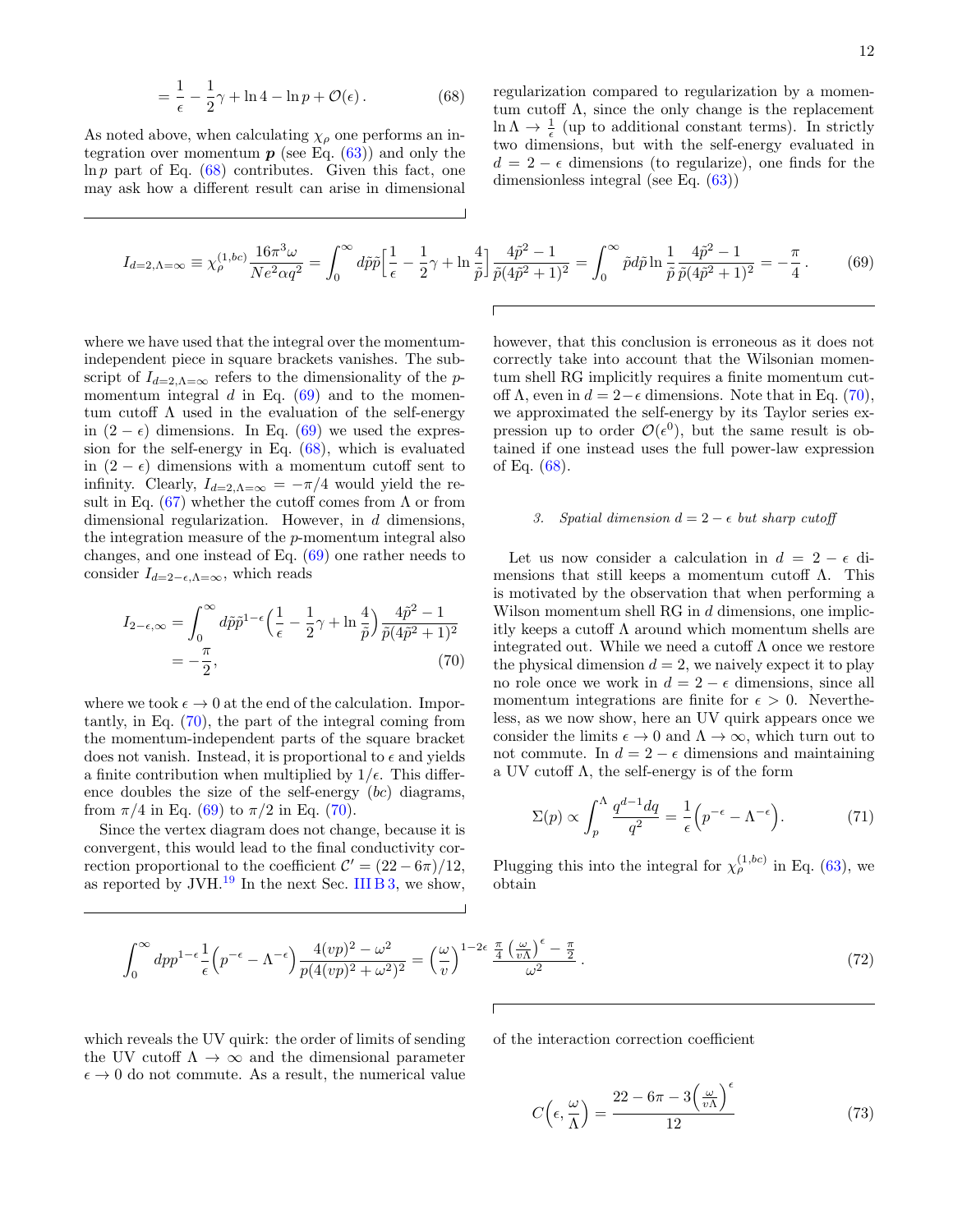$$= \frac{1}{\epsilon} - \frac{1}{2}\gamma + \ln 4 - \ln p + \mathcal{O}(\epsilon)\,. \tag{68}$$

As noted above, when calculating $\chi_\rho$ one performs an integration over momentum $\boldsymbol{p}$ (see Eq. (63)) and only the $\ln p$ part of Eq. (68) contributes. Given this fact, one may ask how a different result can arise in dimensional regularization compared to regularization by a momentum cutoff $\Lambda$, since the only change is the replacement $\ln\Lambda \to \frac{1}{\epsilon}$ (up to additional constant terms). In strictly two dimensions, but with the self-energy evaluated in $d = 2-\epsilon$ dimensions (to regularize), one finds for the dimensionless integral (see Eq. (63))

$$I_{d=2,\Lambda=\infty} \equiv \chi_\rho^{(1,bc)} \frac{16\pi^3\omega}{Ne^2\alpha q^2} = \int_0^\infty d\tilde{p}\tilde{p}\Big[\frac{1}{\epsilon} - \frac{1}{2}\gamma + \ln\frac{4}{\tilde{p}}\Big]\frac{4\tilde{p}^2-1}{\tilde{p}(4\tilde{p}^2+1)^2} = \int_0^\infty \tilde{p}d\tilde{p}\ln\frac{1}{\tilde{p}}\frac{4\tilde{p}^2-1}{\tilde{p}(4\tilde{p}^2+1)^2} = -\frac{\pi}{4}\,. \tag{69}$$

where we have used that the integral over the momentum-independent piece in square brackets vanishes. The subscript of $I_{d=2,\Lambda=\infty}$ refers to the dimensionality of the $p$-momentum integral $d$ in Eq. (69) and to the momentum cutoff $\Lambda$ used in the evaluation of the self-energy in $(2-\epsilon)$ dimensions. In Eq. (69) we used the expression for the self-energy in Eq. (68), which is evaluated in $(2-\epsilon)$ dimensions with a momentum cutoff sent to infinity. Clearly, $I_{d=2,\Lambda=\infty} = -\pi/4$ would yield the result in Eq. (67) whether the cutoff comes from $\Lambda$ or from dimensional regularization. However, in $d$ dimensions, the integration measure of the $p$-momentum integral also changes, and one instead of Eq. (69) one rather needs to consider $I_{d=2-\epsilon,\Lambda=\infty}$, which reads

$$\begin{aligned} I_{2-\epsilon,\infty} &= \int_0^\infty d\tilde{p}\tilde{p}^{1-\epsilon}\Big(\frac{1}{\epsilon} - \frac{1}{2}\gamma + \ln\frac{4}{\tilde{p}}\Big)\frac{4\tilde{p}^2-1}{\tilde{p}(4\tilde{p}^2+1)^2} \\ &= -\frac{\pi}{2}, \end{aligned} \tag{70}$$

where we took $\epsilon \to 0$ at the end of the calculation. Importantly, in Eq. (70), the part of the integral coming from the momentum-independent parts of the square bracket does not vanish. Instead, it is proportional to $\epsilon$ and yields a finite contribution when multiplied by $1/\epsilon$. This difference doubles the size of the self-energy $(bc)$ diagrams, from $\pi/4$ in Eq. (69) to $\pi/2$ in Eq. (70).

Since the vertex diagram does not change, because it is convergent, this would lead to the final conductivity correction proportional to the coefficient $\mathcal{C}' = (22-6\pi)/12$, as reported by JVH.[19] In the next Sec. III B 3, we show, however, that this conclusion is erroneous as it does not correctly take into account that the Wilsonian momentum shell RG implicitly requires a finite momentum cutoff $\Lambda$, even in $d = 2-\epsilon$ dimensions. Note that in Eq. (70), we approximated the self-energy by its Taylor series expression up to order $\mathcal{O}(\epsilon^0)$, but the same result is obtained if one instead uses the full power-law expression of Eq. (68).

#### 3. Spatial dimension $d = 2-\epsilon$ but sharp cutoff

Let us now consider a calculation in $d = 2-\epsilon$ dimensions that still keeps a momentum cutoff $\Lambda$. This is motivated by the observation that when performing a Wilson momentum shell RG in $d$ dimensions, one implicitly keeps a cutoff $\Lambda$ around which momentum shells are integrated out. While we need a cutoff $\Lambda$ once we restore the physical dimension $d = 2$, we naively expect it to play no role once we work in $d = 2-\epsilon$ dimensions, since all momentum integrations are finite for $\epsilon > 0$. Nevertheless, as we now show, here an UV quirk appears once we consider the limits $\epsilon \to 0$ and $\Lambda \to \infty$, which turn out to not commute. In $d = 2-\epsilon$ dimensions and maintaining a UV cutoff $\Lambda$, the self-energy is of the form

$$\Sigma(p) \propto \int_p^\Lambda \frac{q^{d-1}dq}{q^2} = \frac{1}{\epsilon}\Big(p^{-\epsilon} - \Lambda^{-\epsilon}\Big). \tag{71}$$

Plugging this into the integral for $\chi_\rho^{(1,bc)}$ in Eq. (63), we obtain

$$\int_0^\infty dp p^{1-\epsilon}\frac{1}{\epsilon}\Big(p^{-\epsilon} - \Lambda^{-\epsilon}\Big)\frac{4(vp)^2-\omega^2}{p(4(vp)^2+\omega^2)^2} = \Big(\frac{\omega}{v}\Big)^{1-2\epsilon}\frac{\frac{\pi}{4}\left(\frac{\omega}{v\Lambda}\right)^\epsilon - \frac{\pi}{2}}{\omega^2}\,. \tag{72}$$

which reveals the UV quirk: the order of limits of sending the UV cutoff $\Lambda \to \infty$ and the dimensional parameter $\epsilon \to 0$ do not commute. As a result, the numerical value of the interaction correction coefficient

$$C\Big(\epsilon, \frac{\omega}{\Lambda}\Big) = \frac{22 - 6\pi - 3\Big(\frac{\omega}{v\Lambda}\Big)^\epsilon}{12} \tag{73}$$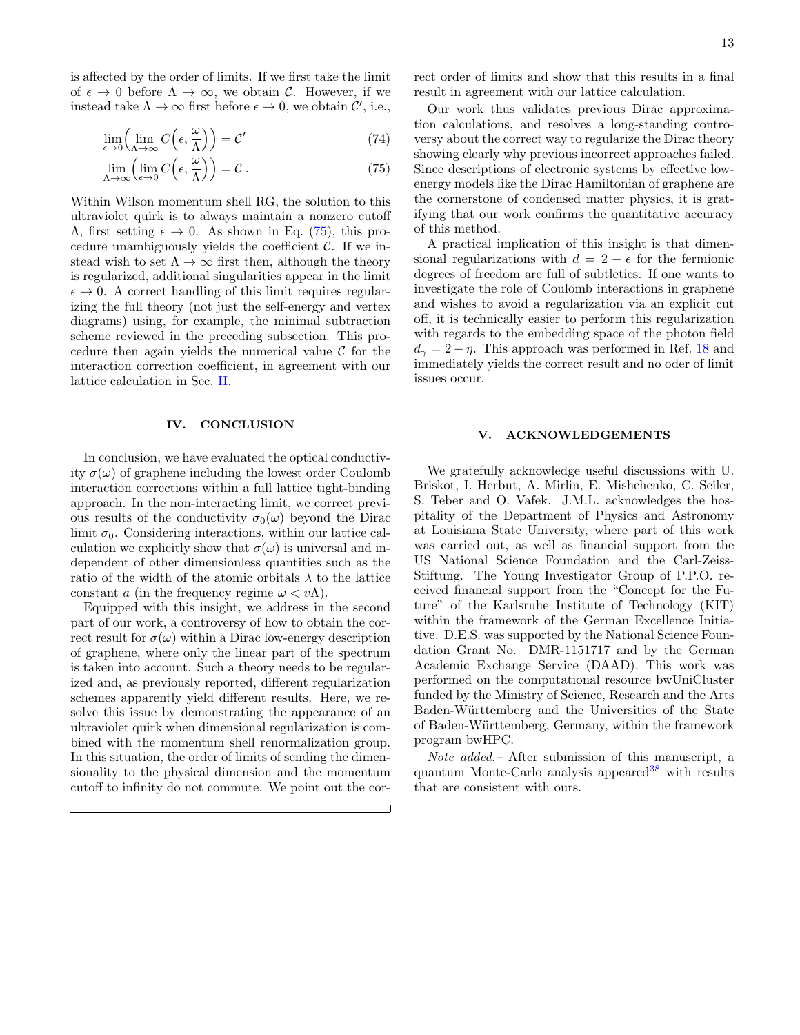is affected by the order of limits. If we first take the limit of $\epsilon \to 0$ before $\Lambda \to \infty$, we obtain $\mathcal{C}$. However, if we instead take $\Lambda \to \infty$ first before $\epsilon \to 0$, we obtain $\mathcal{C}'$, i.e.,

$$\lim_{\epsilon\to 0}\Big(\lim_{\Lambda\to\infty} C\Big(\epsilon, \frac{\omega}{\Lambda}\Big)\Big) = \mathcal{C}' \tag{74}$$

$$\lim_{\Lambda\to\infty}\Big(\lim_{\epsilon\to 0} C\Big(\epsilon, \frac{\omega}{\Lambda}\Big)\Big) = \mathcal{C}\,. \tag{75}$$

Within Wilson momentum shell RG, the solution to this ultraviolet quirk is to always maintain a nonzero cutoff $\Lambda$, first setting $\epsilon \to 0$. As shown in Eq. (75), this procedure unambiguously yields the coefficient $\mathcal{C}$. If we instead wish to set $\Lambda \to \infty$ first then, although the theory is regularized, additional singularities appear in the limit $\epsilon \to 0$. A correct handling of this limit requires regularizing the full theory (not just the self-energy and vertex diagrams) using, for example, the minimal subtraction scheme reviewed in the preceding subsection. This procedure then again yields the numerical value $\mathcal{C}$ for the interaction correction coefficient, in agreement with our lattice calculation in Sec. II.

## IV. CONCLUSION

In conclusion, we have evaluated the optical conductivity $\sigma(\omega)$ of graphene including the lowest order Coulomb interaction corrections within a full lattice tight-binding approach. In the non-interacting limit, we correct previous results of the conductivity $\sigma_0(\omega)$ beyond the Dirac limit $\sigma_0$. Considering interactions, within our lattice calculation we explicitly show that $\sigma(\omega)$ is universal and independent of other dimensionless quantities such as the ratio of the width of the atomic orbitals $\lambda$ to the lattice constant $a$ (in the frequency regime $\omega < v\Lambda$).

Equipped with this insight, we address in the second part of our work, a controversy of how to obtain the correct result for $\sigma(\omega)$ within a Dirac low-energy description of graphene, where only the linear part of the spectrum is taken into account. Such a theory needs to be regularized and, as previously reported, different regularization schemes apparently yield different results. Here, we resolve this issue by demonstrating the appearance of an ultraviolet quirk when dimensional regularization is combined with the momentum shell renormalization group. In this situation, the order of limits of sending the dimensionality to the physical dimension and the momentum cutoff to infinity do not commute. We point out the correct order of limits and show that this results in a final result in agreement with our lattice calculation.

Our work thus validates previous Dirac approximation calculations, and resolves a long-standing controversy about the correct way to regularize the Dirac theory showing clearly why previous incorrect approaches failed. Since descriptions of electronic systems by effective low-energy models like the Dirac Hamiltonian of graphene are the cornerstone of condensed matter physics, it is gratifying that our work confirms the quantitative accuracy of this method.

A practical implication of this insight is that dimensional regularizations with $d = 2 - \epsilon$ for the fermionic degrees of freedom are full of subtleties. If one wants to investigate the role of Coulomb interactions in graphene and wishes to avoid a regularization via an explicit cut off, it is technically easier to perform this regularization with regards to the embedding space of the photon field $d_\gamma = 2 - \eta$. This approach was performed in Ref. 18 and immediately yields the correct result and no oder of limit issues occur.

## V. ACKNOWLEDGEMENTS

We gratefully acknowledge useful discussions with U. Briskot, I. Herbut, A. Mirlin, E. Mishchenko, C. Seiler, S. Teber and O. Vafek. J.M.L. acknowledges the hospitality of the Department of Physics and Astronomy at Louisiana State University, where part of this work was carried out, as well as financial support from the US National Science Foundation and the Carl-Zeiss-Stiftung. The Young Investigator Group of P.P.O. received financial support from the "Concept for the Future" of the Karlsruhe Institute of Technology (KIT) within the framework of the German Excellence Initiative. D.E.S. was supported by the National Science Foundation Grant No. DMR-1151717 and by the German Academic Exchange Service (DAAD). This work was performed on the computational resource bwUniCluster funded by the Ministry of Science, Research and the Arts Baden-Württemberg and the Universities of the State of Baden-Württemberg, Germany, within the framework program bwHPC.

*Note added.*– After submission of this manuscript, a quantum Monte-Carlo analysis appeared[38] with results that are consistent with ours.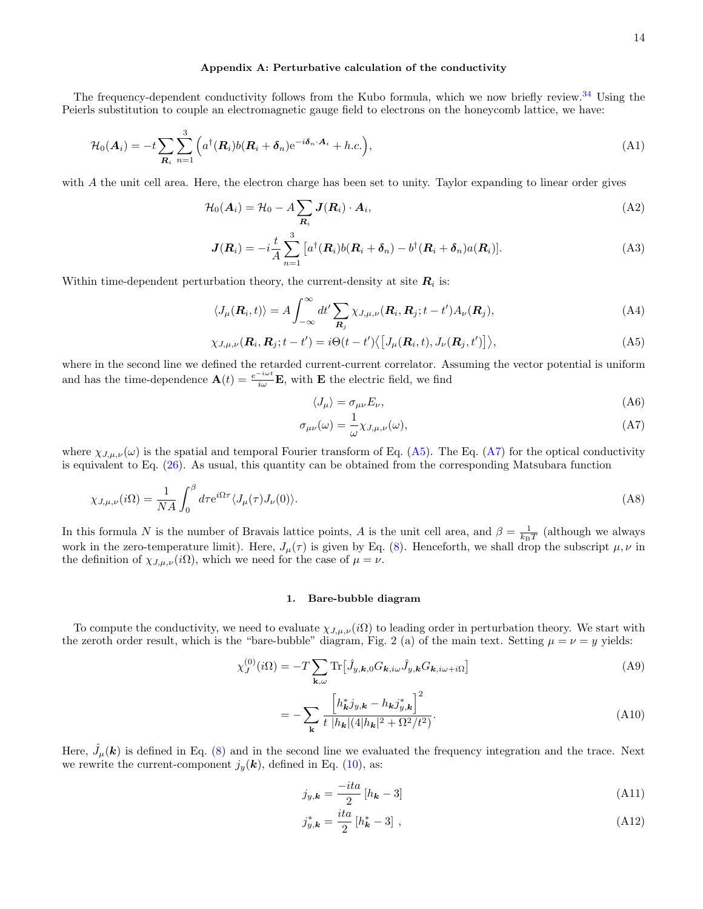## Appendix A: Perturbative calculation of the conductivity

The frequency-dependent conductivity follows from the Kubo formula, which we now briefly review.[34] Using the Peierls substitution to couple an electromagnetic gauge field to electrons on the honeycomb lattice, we have:

$$\mathcal{H}_0(\boldsymbol{A}_i) = -t\sum_{\boldsymbol{R}_i}\sum_{n=1}^{3}\Big(a^\dagger(\boldsymbol{R}_i)b(\boldsymbol{R}_i+\boldsymbol{\delta}_n)\mathrm{e}^{-i\boldsymbol{\delta}_n\cdot\boldsymbol{A}_i} + h.c.\Big), \tag{A1}$$

with $A$ the unit cell area. Here, the electron charge has been set to unity. Taylor expanding to linear order gives

$$\mathcal{H}_0(\boldsymbol{A}_i) = \mathcal{H}_0 - A\sum_{\boldsymbol{R}_i}\boldsymbol{J}(\boldsymbol{R}_i)\cdot\boldsymbol{A}_i, \tag{A2}$$

$$\boldsymbol{J}(\boldsymbol{R}_i) = -i\frac{t}{A}\sum_{n=1}^{3}\big[a^\dagger(\boldsymbol{R}_i)b(\boldsymbol{R}_i+\boldsymbol{\delta}_n) - b^\dagger(\boldsymbol{R}_i+\boldsymbol{\delta}_n)a(\boldsymbol{R}_i)\big]. \tag{A3}$$

Within time-dependent perturbation theory, the current-density at site $\boldsymbol{R}_i$ is:

$$\langle J_\mu(\boldsymbol{R}_i,t)\rangle = A\int_{-\infty}^{\infty}dt'\sum_{\boldsymbol{R}_j}\chi_{J,\mu,\nu}(\boldsymbol{R}_i,\boldsymbol{R}_j;t-t')A_\nu(\boldsymbol{R}_j), \tag{A4}$$

$$\chi_{J,\mu,\nu}(\boldsymbol{R}_i,\boldsymbol{R}_j;t-t') = i\Theta(t-t')\big\langle\big[J_\mu(\boldsymbol{R}_i,t),J_\nu(\boldsymbol{R}_j,t')\big]\big\rangle, \tag{A5}$$

where in the second line we defined the retarded current-current correlator. Assuming the vector potential is uniform and has the time-dependence $\mathbf{A}(t) = \frac{e^{-i\omega t}}{i\omega}\mathbf{E}$, with $\mathbf{E}$ the electric field, we find

$$\langle J_\mu\rangle = \sigma_{\mu\nu}E_\nu, \tag{A6}$$

$$\sigma_{\mu\nu}(\omega) = \frac{1}{\omega}\chi_{J,\mu,\nu}(\omega), \tag{A7}$$

where $\chi_{J,\mu,\nu}(\omega)$ is the spatial and temporal Fourier transform of Eq. (A5). The Eq. (A7) for the optical conductivity is equivalent to Eq. (26). As usual, this quantity can be obtained from the corresponding Matsubara function

$$\chi_{J,\mu,\nu}(i\Omega) = \frac{1}{NA}\int_0^\beta d\tau\mathrm{e}^{i\Omega\tau}\langle J_\mu(\tau)J_\nu(0)\rangle. \tag{A8}$$

In this formula $N$ is the number of Bravais lattice points, $A$ is the unit cell area, and $\beta = \frac{1}{k_\mathrm{B}T}$ (although we always work in the zero-temperature limit). Here, $J_\mu(\tau)$ is given by Eq. (8). Henceforth, we shall drop the subscript $\mu,\nu$ in the definition of $\chi_{J,\mu,\nu}(i\Omega)$, which we need for the case of $\mu=\nu$.

### 1. Bare-bubble diagram

To compute the conductivity, we need to evaluate $\chi_{J,\mu,\nu}(i\Omega)$ to leading order in perturbation theory. We start with the zeroth order result, which is the "bare-bubble" diagram, Fig. 2 (a) of the main text. Setting $\mu=\nu=y$ yields:

$$\chi_J^{(0)}(i\Omega) = -T\sum_{\mathbf{k},\omega}\mathrm{Tr}\big[\hat{J}_{y,\boldsymbol{k},0}G_{\boldsymbol{k},i\omega}\hat{J}_{y,\boldsymbol{k}}G_{\boldsymbol{k},i\omega+i\Omega}\big] \tag{A9}$$

$$= -\sum_{\mathbf{k}}\frac{\Big[h^*_{\boldsymbol{k}}j_{y,\boldsymbol{k}} - h_{\boldsymbol{k}}j^*_{y,\boldsymbol{k}}\Big]^2}{t\ |h_{\boldsymbol{k}}|(4|h_{\boldsymbol{k}}|^2+\Omega^2/t^2)}. \tag{A10}$$

Here, $\hat{J}_\mu(\boldsymbol{k})$ is defined in Eq. (8) and in the second line we evaluated the frequency integration and the trace. Next we rewrite the current-component $j_y(\boldsymbol{k})$, defined in Eq. (10), as:

$$j_{y,\boldsymbol{k}} = \frac{-ita}{2}\left[h_{\boldsymbol{k}} - 3\right] \tag{A11}$$

$$j^*_{y,\boldsymbol{k}} = \frac{ita}{2}\left[h^*_{\boldsymbol{k}} - 3\right]\ , \tag{A12}$$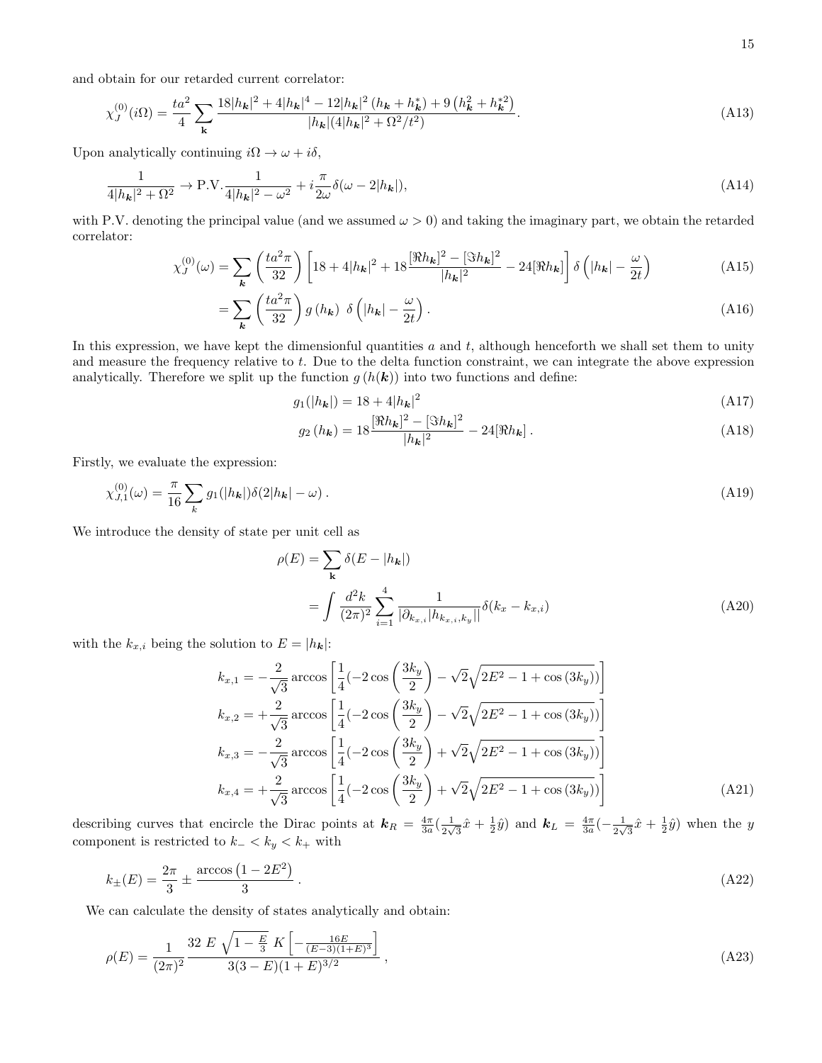and obtain for our retarded current correlator:

$$
\chi_J^{(0)}(i\Omega) = \frac{ta^2}{4} \sum_{\mathbf{k}} \frac{18|h_{\boldsymbol{k}}|^2 + 4|h_{\boldsymbol{k}}|^4 - 12|h_{\boldsymbol{k}}|^2 \left(h_{\boldsymbol{k}} + h_{\boldsymbol{k}}^*\right) + 9\left(h_{\boldsymbol{k}}^2 + h_{\boldsymbol{k}}^{*2}\right)}{|h_{\boldsymbol{k}}|(4|h_{\boldsymbol{k}}|^2 + \Omega^2/t^2)}. \tag{A13}
$$

Upon analytically continuing $i\Omega \to \omega + i\delta$,

$$
\frac{1}{4|h_{\boldsymbol{k}}|^2 + \Omega^2} \to \text{P.V.} \frac{1}{4|h_{\boldsymbol{k}}|^2 - \omega^2} + i\frac{\pi}{2\omega}\delta(\omega - 2|h_{\boldsymbol{k}}|), \tag{A14}
$$

with P.V. denoting the principal value (and we assumed $\omega > 0$) and taking the imaginary part, we obtain the retarded correlator:

$$
\chi_J^{(0)}(\omega) = \sum_{\boldsymbol{k}} \left(\frac{ta^2\pi}{32}\right) \left[18 + 4|h_{\boldsymbol{k}}|^2 + 18\frac{[\Re h_{\boldsymbol{k}}]^2 - [\Im h_{\boldsymbol{k}}]^2}{|h_{\boldsymbol{k}}|^2} - 24[\Re h_{\boldsymbol{k}}]\right] \delta\left(|h_{\boldsymbol{k}}| - \frac{\omega}{2t}\right) \tag{A15}
$$

$$
= \sum_{\boldsymbol{k}} \left(\frac{ta^2\pi}{32}\right) g\left(h_{\boldsymbol{k}}\right) \ \delta\left(|h_{\boldsymbol{k}}| - \frac{\omega}{2t}\right). \tag{A16}
$$

In this expression, we have kept the dimensionful quantities $a$ and $t$, although henceforth we shall set them to unity and measure the frequency relative to $t$. Due to the delta function constraint, we can integrate the above expression analytically. Therefore we split up the function $g\left(h(\boldsymbol{k})\right)$ into two functions and define:

$$
g_1(|h_{\boldsymbol{k}}|) = 18 + 4|h_{\boldsymbol{k}}|^2 \tag{A17}
$$

$$
g_2\left(h_{\boldsymbol{k}}\right) = 18\frac{[\Re h_{\boldsymbol{k}}]^2 - [\Im h_{\boldsymbol{k}}]^2}{|h_{\boldsymbol{k}}|^2} - 24[\Re h_{\boldsymbol{k}}]. \tag{A18}
$$

Firstly, we evaluate the expression:

$$
\chi_{J,1}^{(0)}(\omega) = \frac{\pi}{16} \sum_{k} g_1(|h_{\boldsymbol{k}}|)\delta(2|h_{\boldsymbol{k}}| - \omega). \tag{A19}
$$

We introduce the density of state per unit cell as

$$
\begin{aligned}
\rho(E) &= \sum_{\mathbf{k}} \delta(E - |h_{\boldsymbol{k}}|) \\
&= \int \frac{d^2k}{(2\pi)^2} \sum_{i=1}^{4} \frac{1}{|\partial_{k_{x,i}}|h_{k_{x,i},k_y}||} \delta(k_x - k_{x,i})
\end{aligned} \tag{A20}
$$

with the $k_{x,i}$ being the solution to $E = |h_{\boldsymbol{k}}|$:

$$
\begin{aligned}
k_{x,1} &= -\frac{2}{\sqrt{3}} \arccos\left[\frac{1}{4}(-2\cos\left(\frac{3k_y}{2}\right) - \sqrt{2}\sqrt{2E^2 - 1 + \cos\left(3k_y\right)})\right] \\
k_{x,2} &= +\frac{2}{\sqrt{3}} \arccos\left[\frac{1}{4}(-2\cos\left(\frac{3k_y}{2}\right) - \sqrt{2}\sqrt{2E^2 - 1 + \cos\left(3k_y\right)})\right] \\
k_{x,3} &= -\frac{2}{\sqrt{3}} \arccos\left[\frac{1}{4}(-2\cos\left(\frac{3k_y}{2}\right) + \sqrt{2}\sqrt{2E^2 - 1 + \cos\left(3k_y\right)})\right] \\
k_{x,4} &= +\frac{2}{\sqrt{3}} \arccos\left[\frac{1}{4}(-2\cos\left(\frac{3k_y}{2}\right) + \sqrt{2}\sqrt{2E^2 - 1 + \cos\left(3k_y\right)})\right]
\end{aligned} \tag{A21}
$$

describing curves that encircle the Dirac points at $\boldsymbol{k}_R = \frac{4\pi}{3a}(\frac{1}{2\sqrt{3}}\hat{x} + \frac{1}{2}\hat{y})$ and $\boldsymbol{k}_L = \frac{4\pi}{3a}(-\frac{1}{2\sqrt{3}}\hat{x} + \frac{1}{2}\hat{y})$ when the $y$ component is restricted to $k_- < k_y < k_+$ with

$$
k_\pm(E) = \frac{2\pi}{3} \pm \frac{\arccos\left(1 - 2E^2\right)}{3}. \tag{A22}
$$

We can calculate the density of states analytically and obtain:

$$
\rho(E) = \frac{1}{(2\pi)^2} \frac{32\ E\ \sqrt{1 - \frac{E}{3}}\ K\left[-\frac{16E}{(E-3)(1+E)^3}\right]}{3(3-E)(1+E)^{3/2}}, \tag{A23}
$$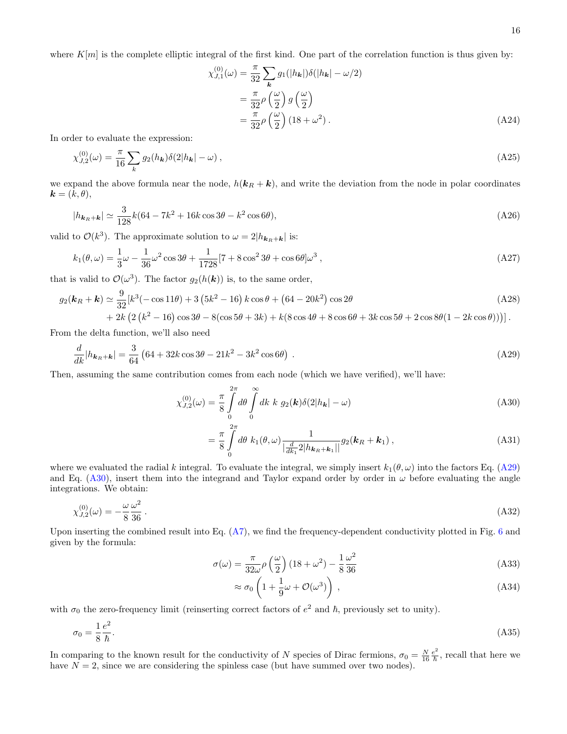where $K[m]$ is the complete elliptic integral of the first kind. One part of the correlation function is thus given by:

$$
\begin{aligned}
\chi_{J,1}^{(0)}(\omega) &= \frac{\pi}{32}\sum_{\boldsymbol{k}} g_1(|h_{\boldsymbol{k}}|)\delta(|h_{\boldsymbol{k}}|-\omega/2) \\
&= \frac{\pi}{32}\rho\left(\frac{\omega}{2}\right) g\left(\frac{\omega}{2}\right) \\
&= \frac{\pi}{32}\rho\left(\frac{\omega}{2}\right)(18+\omega^2)\,.
\end{aligned}
\tag{A24}
$$

In order to evaluate the expression:

$$
\chi_{J,2}^{(0)}(\omega) = \frac{\pi}{16}\sum_{k} g_2(h_{\boldsymbol{k}})\delta(2|h_{\boldsymbol{k}}|-\omega)\,, \tag{A25}
$$

we expand the above formula near the node, $h(\boldsymbol{k}_R+\boldsymbol{k})$, and write the deviation from the node in polar coordinates $\boldsymbol{k}=(k,\theta)$,

$$
|h_{\boldsymbol{k}_R+\boldsymbol{k}}| \simeq \frac{3}{128}k(64-7k^2+16k\cos 3\theta - k^2\cos 6\theta), \tag{A26}
$$

valid to $\mathcal{O}(k^3)$. The approximate solution to $\omega = 2|h_{\boldsymbol{k}_R+\boldsymbol{k}}|$ is:

$$
k_1(\theta,\omega) = \frac{1}{3}\omega - \frac{1}{36}\omega^2\cos 3\theta + \frac{1}{1728}[7+8\cos^2 3\theta + \cos 6\theta]\omega^3\,, \tag{A27}
$$

that is valid to $\mathcal{O}(\omega^3)$. The factor $g_2(h(\boldsymbol{k}))$ is, to the same order,

$$
\begin{aligned}
g_2(\boldsymbol{k}_R+\boldsymbol{k}) \simeq \frac{9}{32}\big[&k^3(-\cos 11\theta) + 3\left(5k^2-16\right)k\cos\theta + \left(64-20k^2\right)\cos 2\theta \\
&+ 2k\left(2\left(k^2-16\right)\cos 3\theta - 8(\cos 5\theta + 3k) + k(8\cos 4\theta + 8\cos 6\theta + 3k\cos 5\theta + 2\cos 8\theta(1-2k\cos\theta))\right)\big]\,.
\end{aligned}
\tag{A28}
$$

From the delta function, we'll also need

$$
\frac{d}{dk}|h_{\boldsymbol{k}_R+\boldsymbol{k}}| = \frac{3}{64}\left(64+32k\cos 3\theta - 21k^2 - 3k^2\cos 6\theta\right)\,. \tag{A29}
$$

Then, assuming the same contribution comes from each node (which we have verified), we'll have:

$$
\chi_{J,2}^{(0)}(\omega) = \frac{\pi}{8}\int_0^{2\pi} d\theta \int_0^{\infty} dk\; k\; g_2(\boldsymbol{k})\delta(2|h_{\boldsymbol{k}}|-\omega) \tag{A30}
$$

$$
= \frac{\pi}{8}\int_0^{2\pi} d\theta\; k_1(\theta,\omega)\frac{1}{|\frac{d}{dk_1}2|h_{\boldsymbol{k}_R+\boldsymbol{k}_1}||} g_2(\boldsymbol{k}_R+\boldsymbol{k}_1)\,, \tag{A31}
$$

where we evaluated the radial $k$ integral. To evaluate the integral, we simply insert $k_1(\theta,\omega)$ into the factors Eq. (A29) and Eq. (A30), insert them into the integrand and Taylor expand order by order in $\omega$ before evaluating the angle integrations. We obtain:

$$
\chi_{J,2}^{(0)}(\omega) = -\frac{\omega}{8}\frac{\omega^2}{36}\,. \tag{A32}
$$

Upon inserting the combined result into Eq. (A7), we find the frequency-dependent conductivity plotted in Fig. 6 and given by the formula:

$$
\sigma(\omega) = \frac{\pi}{32\omega}\rho\left(\frac{\omega}{2}\right)(18+\omega^2) - \frac{1}{8}\frac{\omega^2}{36} \tag{A33}
$$

$$
\approx \sigma_0\left(1+\frac{1}{9}\omega + \mathcal{O}(\omega^3)\right)\,, \tag{A34}
$$

with $\sigma_0$ the zero-frequency limit (reinserting correct factors of $e^2$ and $\hbar$, previously set to unity).

$$
\sigma_0 = \frac{1}{8}\frac{e^2}{\hbar}. \tag{A35}
$$

In comparing to the known result for the conductivity of $N$ species of Dirac fermions, $\sigma_0 = \frac{N}{16}\frac{e^2}{\hbar}$, recall that here we have $N=2$, since we are considering the spinless case (but have summed over two nodes).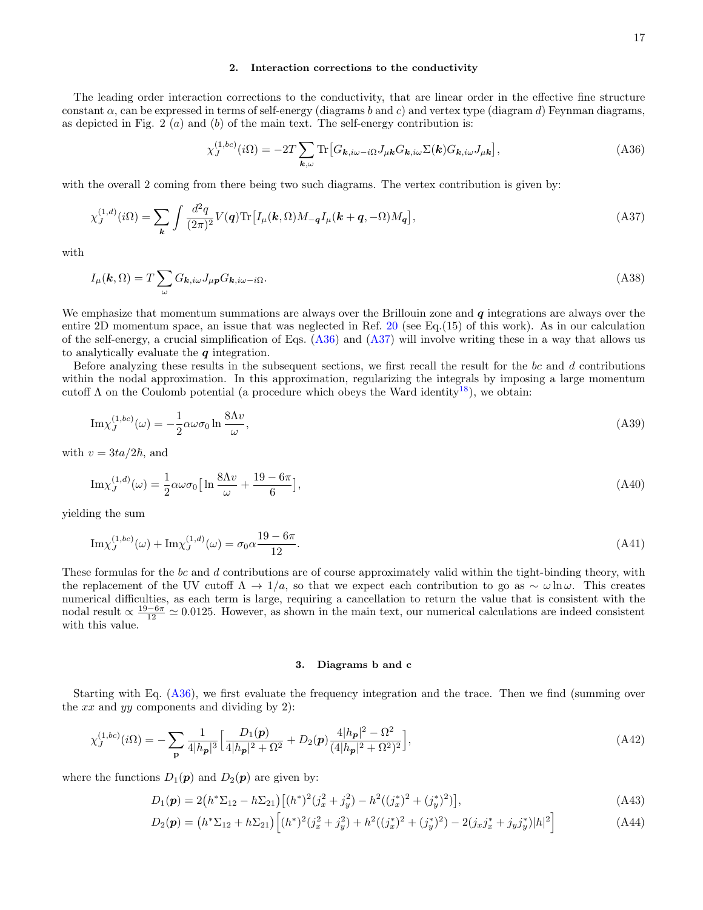### 2. Interaction corrections to the conductivity

The leading order interaction corrections to the conductivity, that are linear order in the effective fine structure constant $\alpha$, can be expressed in terms of self-energy (diagrams $b$ and $c$) and vertex type (diagram $d$) Feynman diagrams, as depicted in Fig. 2 $(a)$ and $(b)$ of the main text. The self-energy contribution is:

$$\chi_J^{(1,bc)}(i\Omega) = -2T\sum_{\boldsymbol{k},\omega}\mathrm{Tr}\big[G_{\boldsymbol{k},i\omega-i\Omega}J_{\mu\boldsymbol{k}}G_{\boldsymbol{k},i\omega}\Sigma(\boldsymbol{k})G_{\boldsymbol{k},i\omega}J_{\mu\boldsymbol{k}}\big], \tag{A36}$$

with the overall 2 coming from there being two such diagrams. The vertex contribution is given by:

$$\chi_J^{(1,d)}(i\Omega) = \sum_{\boldsymbol{k}}\int\frac{d^2q}{(2\pi)^2}V(\boldsymbol{q})\mathrm{Tr}\big[I_\mu(\boldsymbol{k},\Omega)M_{-\boldsymbol{q}}I_\mu(\boldsymbol{k}+\boldsymbol{q},-\Omega)M_{\boldsymbol{q}}\big], \tag{A37}$$

with

$$I_\mu(\boldsymbol{k},\Omega) = T\sum_\omega G_{\boldsymbol{k},i\omega}J_{\mu\boldsymbol{p}}G_{\boldsymbol{k},i\omega-i\Omega}. \tag{A38}$$

We emphasize that momentum summations are always over the Brillouin zone and $\boldsymbol{q}$ integrations are always over the entire 2D momentum space, an issue that was neglected in Ref. 20 (see Eq.(15) of this work). As in our calculation of the self-energy, a crucial simplification of Eqs. (A36) and (A37) will involve writing these in a way that allows us to analytically evaluate the $\boldsymbol{q}$ integration.

Before analyzing these results in the subsequent sections, we first recall the result for the $bc$ and $d$ contributions within the nodal approximation. In this approximation, regularizing the integrals by imposing a large momentum cutoff $\Lambda$ on the Coulomb potential (a procedure which obeys the Ward identity[18]), we obtain:

$$\mathrm{Im}\chi_J^{(1,bc)}(\omega) = -\frac{1}{2}\alpha\omega\sigma_0\ln\frac{8\Lambda v}{\omega}, \tag{A39}$$

with $v = 3ta/2\hbar$, and

$$\mathrm{Im}\chi_J^{(1,d)}(\omega) = \frac{1}{2}\alpha\omega\sigma_0\big[\ln\frac{8\Lambda v}{\omega} + \frac{19-6\pi}{6}\big], \tag{A40}$$

yielding the sum

$$\mathrm{Im}\chi_J^{(1,bc)}(\omega) + \mathrm{Im}\chi_J^{(1,d)}(\omega) = \sigma_0\alpha\frac{19-6\pi}{12}. \tag{A41}$$

These formulas for the $bc$ and $d$ contributions are of course approximately valid within the tight-binding theory, with the replacement of the UV cutoff $\Lambda \to 1/a$, so that we expect each contribution to go as $\sim \omega\ln\omega$. This creates numerical difficulties, as each term is large, requiring a cancellation to return the value that is consistent with the nodal result $\propto \frac{19-6\pi}{12} \simeq 0.0125$. However, as shown in the main text, our numerical calculations are indeed consistent with this value.

### 3. Diagrams b and c

Starting with Eq. (A36), we first evaluate the frequency integration and the trace. Then we find (summing over the $xx$ and $yy$ components and dividing by 2):

$$\chi_J^{(1,bc)}(i\Omega) = -\sum_{\mathbf{p}}\frac{1}{4|h_{\boldsymbol{p}}|^3}\Big[\frac{D_1(\boldsymbol{p})}{4|h_{\boldsymbol{p}}|^2+\Omega^2} + D_2(\boldsymbol{p})\frac{4|h_{\boldsymbol{p}}|^2-\Omega^2}{(4|h_{\boldsymbol{p}}|^2+\Omega^2)^2}\Big], \tag{A42}$$

where the functions $D_1(\boldsymbol{p})$ and $D_2(\boldsymbol{p})$ are given by:

$$D_1(\boldsymbol{p}) = 2\big(h^*\Sigma_{12} - h\Sigma_{21}\big)\big[(h^*)^2(j_x^2+j_y^2) - h^2((j_x^*)^2+(j_y^*)^2)\big], \tag{A43}$$

$$D_2(\boldsymbol{p}) = \big(h^*\Sigma_{12} + h\Sigma_{21}\big)\Big[(h^*)^2(j_x^2+j_y^2) + h^2((j_x^*)^2+(j_y^*)^2) - 2(j_xj_x^*+j_yj_y^*)|h|^2\Big] \tag{A44}$$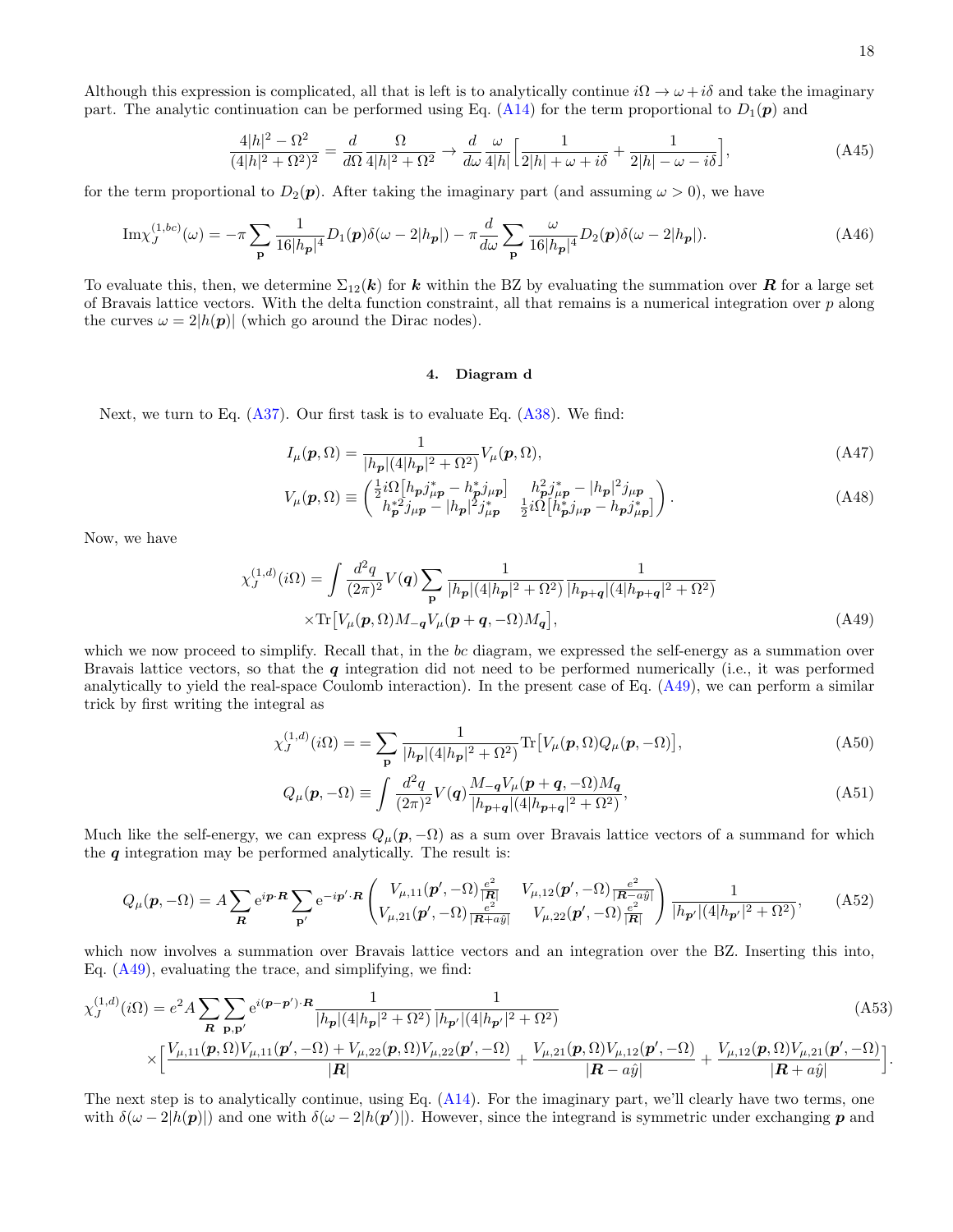Although this expression is complicated, all that is left is to analytically continue $i\Omega \to \omega + i\delta$ and take the imaginary part. The analytic continuation can be performed using Eq. (A14) for the term proportional to $D_1(\boldsymbol{p})$ and

$$\frac{4|h|^2 - \Omega^2}{(4|h|^2 + \Omega^2)^2} = \frac{d}{d\Omega}\frac{\Omega}{4|h|^2 + \Omega^2} \to \frac{d}{d\omega}\frac{\omega}{4|h|}\Big[\frac{1}{2|h| + \omega + i\delta} + \frac{1}{2|h| - \omega - i\delta}\Big], \tag{A45}$$

for the term proportional to $D_2(\boldsymbol{p})$. After taking the imaginary part (and assuming $\omega > 0$), we have

$$\mathrm{Im}\chi_J^{(1,bc)}(\omega) = -\pi \sum_{\mathbf{p}} \frac{1}{16|h_{\boldsymbol{p}}|^4} D_1(\boldsymbol{p})\delta(\omega - 2|h_{\boldsymbol{p}}|) - \pi\frac{d}{d\omega}\sum_{\mathbf{p}} \frac{\omega}{16|h_{\boldsymbol{p}}|^4} D_2(\boldsymbol{p})\delta(\omega - 2|h_{\boldsymbol{p}}|). \tag{A46}$$

To evaluate this, then, we determine $\Sigma_{12}(\boldsymbol{k})$ for $\boldsymbol{k}$ within the BZ by evaluating the summation over $\boldsymbol{R}$ for a large set of Bravais lattice vectors. With the delta function constraint, all that remains is a numerical integration over $p$ along the curves $\omega = 2|h(\boldsymbol{p})|$ (which go around the Dirac nodes).

#### 4. Diagram d

Next, we turn to Eq. (A37). Our first task is to evaluate Eq. (A38). We find:

$$I_\mu(\boldsymbol{p}, \Omega) = \frac{1}{|h_{\boldsymbol{p}}|(4|h_{\boldsymbol{p}}|^2 + \Omega^2)} V_\mu(\boldsymbol{p}, \Omega), \tag{A47}$$

$$V_\mu(\boldsymbol{p}, \Omega) \equiv \begin{pmatrix} \frac{1}{2}i\Omega\big[h_{\boldsymbol{p}}j^*_{\mu\boldsymbol{p}} - h^*_{\boldsymbol{p}}j_{\mu\boldsymbol{p}}\big] & h_{\boldsymbol{p}}^2 j^*_{\mu\boldsymbol{p}} - |h_{\boldsymbol{p}}|^2 j_{\mu\boldsymbol{p}} \\ h_{\boldsymbol{p}}^{*2} j_{\mu\boldsymbol{p}} - |h_{\boldsymbol{p}}|^2 j^*_{\mu\boldsymbol{p}} & \frac{1}{2}i\Omega\big[h^*_{\boldsymbol{p}}j_{\mu\boldsymbol{p}} - h_{\boldsymbol{p}}j^*_{\mu\boldsymbol{p}}\big] \end{pmatrix}. \tag{A48}$$

Now, we have

$$\begin{aligned}\chi_J^{(1,d)}(i\Omega) = \int \frac{d^2q}{(2\pi)^2} V(\boldsymbol{q}) \sum_{\mathbf{p}} \frac{1}{|h_{\boldsymbol{p}}|(4|h_{\boldsymbol{p}}|^2 + \Omega^2)} \frac{1}{|h_{\boldsymbol{p}+\boldsymbol{q}}|(4|h_{\boldsymbol{p}+\boldsymbol{q}}|^2 + \Omega^2)} \\ \times \mathrm{Tr}\big[V_\mu(\boldsymbol{p}, \Omega) M_{-\boldsymbol{q}} V_\mu(\boldsymbol{p}+\boldsymbol{q}, -\Omega) M_{\boldsymbol{q}}\big],\end{aligned} \tag{A49}$$

which we now proceed to simplify. Recall that, in the $bc$ diagram, we expressed the self-energy as a summation over Bravais lattice vectors, so that the $\boldsymbol{q}$ integration did not need to be performed numerically (i.e., it was performed analytically to yield the real-space Coulomb interaction). In the present case of Eq. (A49), we can perform a similar trick by first writing the integral as

$$\chi_J^{(1,d)}(i\Omega) = = \sum_{\mathbf{p}} \frac{1}{|h_{\boldsymbol{p}}|(4|h_{\boldsymbol{p}}|^2 + \Omega^2)} \mathrm{Tr}\big[V_\mu(\boldsymbol{p}, \Omega) Q_\mu(\boldsymbol{p}, -\Omega)\big], \tag{A50}$$

$$Q_\mu(\boldsymbol{p}, -\Omega) \equiv \int \frac{d^2q}{(2\pi)^2} V(\boldsymbol{q}) \frac{M_{-\boldsymbol{q}} V_\mu(\boldsymbol{p}+\boldsymbol{q}, -\Omega) M_{\boldsymbol{q}}}{|h_{\boldsymbol{p}+\boldsymbol{q}}|(4|h_{\boldsymbol{p}+\boldsymbol{q}}|^2 + \Omega^2)}, \tag{A51}$$

Much like the self-energy, we can express $Q_\mu(\boldsymbol{p}, -\Omega)$ as a sum over Bravais lattice vectors of a summand for which the $\boldsymbol{q}$ integration may be performed analytically. The result is:

$$Q_\mu(\boldsymbol{p}, -\Omega) = A \sum_{\boldsymbol{R}} \mathrm{e}^{i\boldsymbol{p}\cdot\boldsymbol{R}} \sum_{\mathbf{p}'} \mathrm{e}^{-i\boldsymbol{p}'\cdot\boldsymbol{R}} \begin{pmatrix} V_{\mu,11}(\boldsymbol{p}', -\Omega)\frac{e^2}{|\boldsymbol{R}|} & V_{\mu,12}(\boldsymbol{p}', -\Omega)\frac{e^2}{|\boldsymbol{R} - a\hat{y}|} \\ V_{\mu,21}(\boldsymbol{p}', -\Omega)\frac{e^2}{|\boldsymbol{R} + a\hat{y}|} & V_{\mu,22}(\boldsymbol{p}', -\Omega)\frac{e^2}{|\boldsymbol{R}|} \end{pmatrix} \frac{1}{|h_{\boldsymbol{p}'}|(4|h_{\boldsymbol{p}'}|^2 + \Omega^2)}, \tag{A52}$$

which now involves a summation over Bravais lattice vectors and an integration over the BZ. Inserting this into, Eq. (A49), evaluating the trace, and simplifying, we find:

$$\begin{aligned}\chi_J^{(1,d)}(i\Omega) = e^2 A \sum_{\boldsymbol{R}} \sum_{\mathbf{p},\mathbf{p}'} \mathrm{e}^{i(\boldsymbol{p}-\boldsymbol{p}')\cdot\boldsymbol{R}} \frac{1}{|h_{\boldsymbol{p}}|(4|h_{\boldsymbol{p}}|^2 + \Omega^2)} \frac{1}{|h_{\boldsymbol{p}'}|(4|h_{\boldsymbol{p}'}|^2 + \Omega^2)} \\ \times \Big[\frac{V_{\mu,11}(\boldsymbol{p}, \Omega)V_{\mu,11}(\boldsymbol{p}', -\Omega) + V_{\mu,22}(\boldsymbol{p}, \Omega)V_{\mu,22}(\boldsymbol{p}', -\Omega)}{|\boldsymbol{R}|} + \frac{V_{\mu,21}(\boldsymbol{p}, \Omega)V_{\mu,12}(\boldsymbol{p}', -\Omega)}{|\boldsymbol{R} - a\hat{y}|} + \frac{V_{\mu,12}(\boldsymbol{p}, \Omega)V_{\mu,21}(\boldsymbol{p}', -\Omega)}{|\boldsymbol{R} + a\hat{y}|}\Big].\end{aligned} \tag{A53}$$

The next step is to analytically continue, using Eq. (A14). For the imaginary part, we'll clearly have two terms, one with $\delta(\omega - 2|h(\boldsymbol{p})|)$ and one with $\delta(\omega - 2|h(\boldsymbol{p}')|)$. However, since the integrand is symmetric under exchanging $\boldsymbol{p}$ and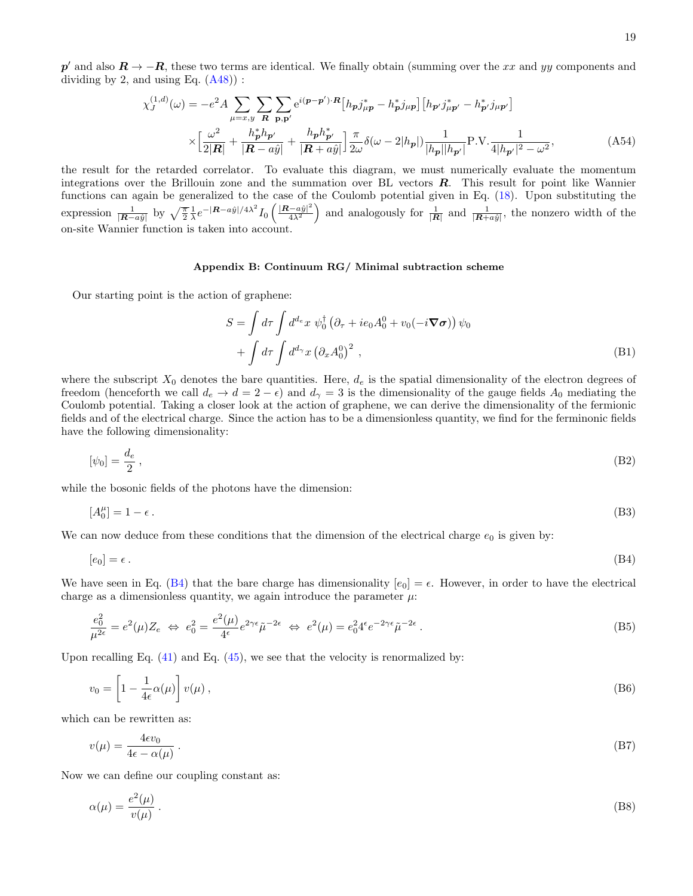$\boldsymbol{p}'$ and also $\boldsymbol{R} \to -\boldsymbol{R}$, these two terms are identical. We finally obtain (summing over the $xx$ and $yy$ components and dividing by 2, and using Eq. (A48)) :

$$
\begin{aligned}
\chi_J^{(1,d)}(\omega) = & -e^2 A \sum_{\mu=x,y} \sum_{\boldsymbol{R}} \sum_{\mathbf{p},\mathbf{p}'} \mathrm{e}^{i(\boldsymbol{p}-\boldsymbol{p}')\cdot\boldsymbol{R}} \left[h_{\boldsymbol{p}} j^*_{\mu\boldsymbol{p}} - h^*_{\boldsymbol{p}} j_{\mu\boldsymbol{p}}\right] \left[h_{\boldsymbol{p}'} j^*_{\mu\boldsymbol{p}'} - h^*_{\boldsymbol{p}'} j_{\mu\boldsymbol{p}'}\right] \\
& \times \Big[\frac{\omega^2}{2|\boldsymbol{R}|} + \frac{h^*_{\boldsymbol{p}} h_{\boldsymbol{p}'}}{|\boldsymbol{R}-a\hat{y}|} + \frac{h_{\boldsymbol{p}} h^*_{\boldsymbol{p}'}}{|\boldsymbol{R}+a\hat{y}|}\Big] \frac{\pi}{2\omega} \delta(\omega - 2|h_{\boldsymbol{p}}|) \frac{1}{|h_{\boldsymbol{p}}||h_{\boldsymbol{p}'}|} \mathrm{P.V.} \frac{1}{4|h_{\boldsymbol{p}'}|^2 - \omega^2},
\end{aligned} \tag{A54}
$$

the result for the retarded correlator. To evaluate this diagram, we must numerically evaluate the momentum integrations over the Brillouin zone and the summation over BL vectors $\boldsymbol{R}$. This result for point like Wannier functions can again be generalized to the case of the Coulomb potential given in Eq. (18). Upon substituting the expression $\frac{1}{|\boldsymbol{R}-a\hat{y}|}$ by $\sqrt{\frac{\pi}{2}} \frac{1}{\lambda} e^{-|\boldsymbol{R}-a\hat{y}|/4\lambda^2} I_0\left(\frac{|\boldsymbol{R}-a\hat{y}|^2}{4\lambda^2}\right)$ and analogously for $\frac{1}{|\boldsymbol{R}|}$ and $\frac{1}{|\boldsymbol{R}+a\hat{y}|}$, the nonzero width of the on-site Wannier function is taken into account.

## Appendix B: Continuum RG/ Minimal subtraction scheme

Our starting point is the action of graphene:

$$
\begin{aligned}
S = & \int d\tau \int d^{d_e}x \ \psi_0^\dagger \left(\partial_\tau + ie_0 A_0^0 + v_0(-i\boldsymbol{\nabla}\boldsymbol{\sigma})\right)\psi_0 \\
& + \int d\tau \int d^{d_\gamma}x \left(\partial_x A_0^0\right)^2 ,
\end{aligned} \tag{B1}
$$

where the subscript $X_0$ denotes the bare quantities. Here, $d_e$ is the spatial dimensionality of the electron degrees of freedom (henceforth we call $d_e \to d = 2-\epsilon$) and $d_\gamma = 3$ is the dimensionality of the gauge fields $A_0$ mediating the Coulomb potential. Taking a closer look at the action of graphene, we can derive the dimensionality of the fermionic fields and of the electrical charge. Since the action has to be a dimensionless quantity, we find for the ferminonic fields have the following dimensionality:

$$
[\psi_0] = \frac{d_e}{2} , \tag{B2}
$$

while the bosonic fields of the photons have the dimension:

$$
[A_0^\mu] = 1 - \epsilon . \tag{B3}
$$

We can now deduce from these conditions that the dimension of the electrical charge $e_0$ is given by:

$$
[e_0] = \epsilon . \tag{B4}
$$

We have seen in Eq. (B4) that the bare charge has dimensionality $[e_0] = \epsilon$. However, in order to have the electrical charge as a dimensionless quantity, we again introduce the parameter $\mu$:

$$
\frac{e_0^2}{\mu^{2\epsilon}} = e^2(\mu) Z_e \ \Leftrightarrow \ e_0^2 = \frac{e^2(\mu)}{4^\epsilon} e^{2\gamma\epsilon} \tilde{\mu}^{-2\epsilon} \ \Leftrightarrow \ e^2(\mu) = e_0^2 4^\epsilon e^{-2\gamma\epsilon} \tilde{\mu}^{-2\epsilon} . \tag{B5}
$$

Upon recalling Eq. (41) and Eq. (45), we see that the velocity is renormalized by:

$$
v_0 = \left[1 - \frac{1}{4\epsilon}\alpha(\mu)\right] v(\mu) , \tag{B6}
$$

which can be rewritten as:

$$
v(\mu) = \frac{4\epsilon v_0}{4\epsilon - \alpha(\mu)} . \tag{B7}
$$

Now we can define our coupling constant as:

$$
\alpha(\mu) = \frac{e^2(\mu)}{v(\mu)} . \tag{B8}
$$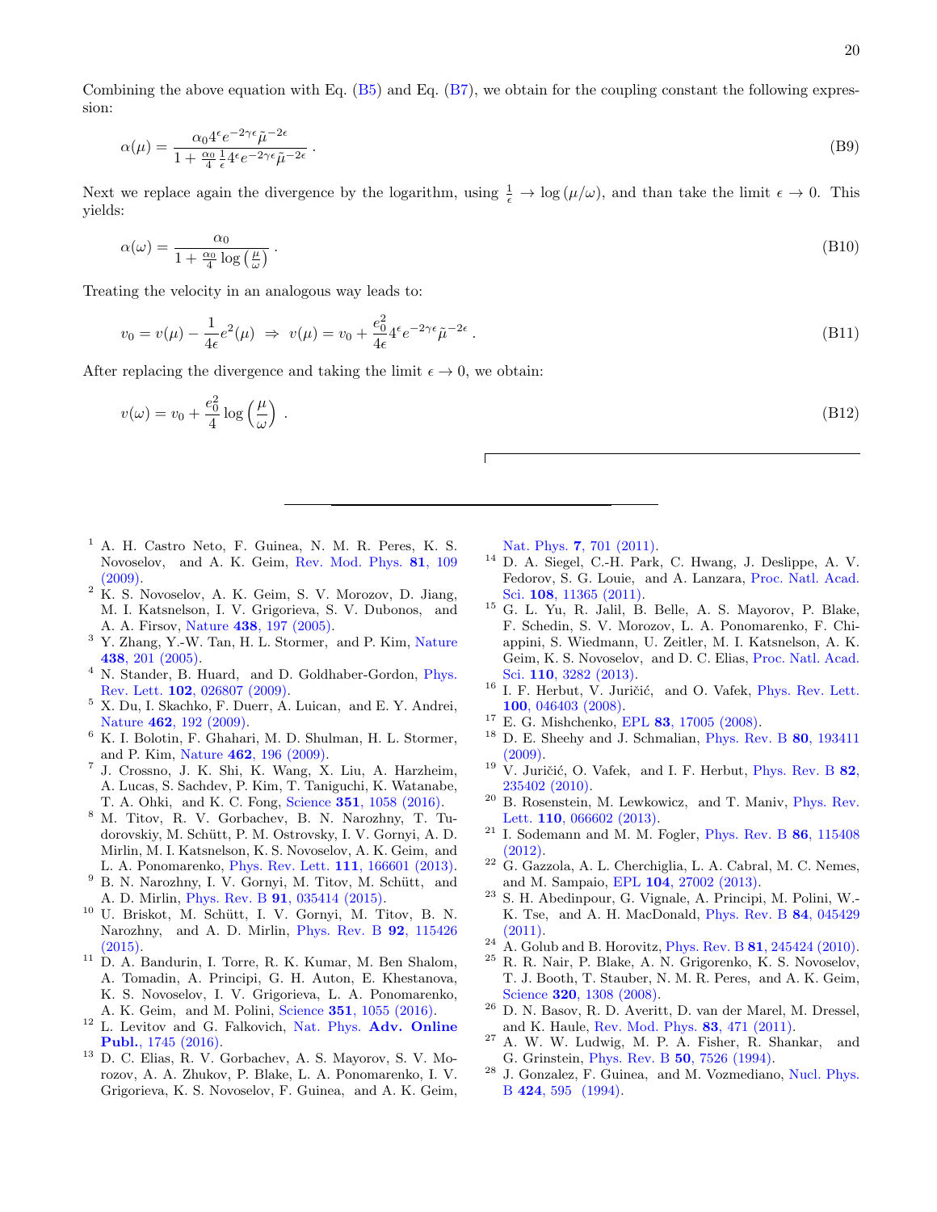Combining the above equation with Eq. (B5) and Eq. (B7), we obtain for the coupling constant the following expression:

$$\alpha(\mu) = \frac{\alpha_0 4^{\epsilon} e^{-2\gamma\epsilon} \tilde{\mu}^{-2\epsilon}}{1 + \frac{\alpha_0}{4}\frac{1}{\epsilon} 4^{\epsilon} e^{-2\gamma\epsilon} \tilde{\mu}^{-2\epsilon}} \,. \tag{B9}$$

Next we replace again the divergence by the logarithm, using $\frac{1}{\epsilon} \to \log(\mu/\omega)$, and than take the limit $\epsilon \to 0$. This yields:

$$\alpha(\omega) = \frac{\alpha_0}{1 + \frac{\alpha_0}{4} \log\left(\frac{\mu}{\omega}\right)} \,. \tag{B10}$$

Treating the velocity in an analogous way leads to:

$$v_0 = v(\mu) - \frac{1}{4\epsilon} e^2(\mu) \;\Rightarrow\; v(\mu) = v_0 + \frac{e_0^2}{4\epsilon} 4^{\epsilon} e^{-2\gamma\epsilon} \tilde{\mu}^{-2\epsilon} \,. \tag{B11}$$

After replacing the divergence and taking the limit $\epsilon \to 0$, we obtain:

$$v(\omega) = v_0 + \frac{e_0^2}{4} \log\left(\frac{\mu}{\omega}\right) \,. \tag{B12}$$

---

[1] A. H. Castro Neto, F. Guinea, N. M. R. Peres, K. S. Novoselov, and A. K. Geim, Rev. Mod. Phys. **81**, 109 (2009).

[2] K. S. Novoselov, A. K. Geim, S. V. Morozov, D. Jiang, M. I. Katsnelson, I. V. Grigorieva, S. V. Dubonos, and A. A. Firsov, Nature **438**, 197 (2005).

[3] Y. Zhang, Y.-W. Tan, H. L. Stormer, and P. Kim, Nature **438**, 201 (2005).

[4] N. Stander, B. Huard, and D. Goldhaber-Gordon, Phys. Rev. Lett. **102**, 026807 (2009).

[5] X. Du, I. Skachko, F. Duerr, A. Luican, and E. Y. Andrei, Nature **462**, 192 (2009).

[6] K. I. Bolotin, F. Ghahari, M. D. Shulman, H. L. Stormer, and P. Kim, Nature **462**, 196 (2009).

[7] J. Crossno, J. K. Shi, K. Wang, X. Liu, A. Harzheim, A. Lucas, S. Sachdev, P. Kim, T. Taniguchi, K. Watanabe, T. A. Ohki, and K. C. Fong, Science **351**, 1058 (2016).

[8] M. Titov, R. V. Gorbachev, B. N. Narozhny, T. Tudorovskiy, M. Schütt, P. M. Ostrovsky, I. V. Gornyi, A. D. Mirlin, M. I. Katsnelson, K. S. Novoselov, A. K. Geim, and L. A. Ponomarenko, Phys. Rev. Lett. **111**, 166601 (2013).

[9] B. N. Narozhny, I. V. Gornyi, M. Titov, M. Schütt, and A. D. Mirlin, Phys. Rev. B **91**, 035414 (2015).

[10] U. Briskot, M. Schütt, I. V. Gornyi, M. Titov, B. N. Narozhny, and A. D. Mirlin, Phys. Rev. B **92**, 115426 (2015).

[11] D. A. Bandurin, I. Torre, R. K. Kumar, M. Ben Shalom, A. Tomadin, A. Principi, G. H. Auton, E. Khestanova, K. S. Novoselov, I. V. Grigorieva, L. A. Ponomarenko, A. K. Geim, and M. Polini, Science **351**, 1055 (2016).

[12] L. Levitov and G. Falkovich, Nat. Phys. **Adv. Online Publ.**, 1745 (2016).

[13] D. C. Elias, R. V. Gorbachev, A. S. Mayorov, S. V. Morozov, A. A. Zhukov, P. Blake, L. A. Ponomarenko, I. V. Grigorieva, K. S. Novoselov, F. Guinea, and A. K. Geim, Nat. Phys. **7**, 701 (2011).

[14] D. A. Siegel, C.-H. Park, C. Hwang, J. Deslippe, A. V. Fedorov, S. G. Louie, and A. Lanzara, Proc. Natl. Acad. Sci. **108**, 11365 (2011).

[15] G. L. Yu, R. Jalil, B. Belle, A. S. Mayorov, P. Blake, F. Schedin, S. V. Morozov, L. A. Ponomarenko, F. Chiappini, S. Wiedmann, U. Zeitler, M. I. Katsnelson, A. K. Geim, K. S. Novoselov, and D. C. Elias, Proc. Natl. Acad. Sci. **110**, 3282 (2013).

[16] I. F. Herbut, V. Juričić, and O. Vafek, Phys. Rev. Lett. **100**, 046403 (2008).

[17] E. G. Mishchenko, EPL **83**, 17005 (2008).

[18] D. E. Sheehy and J. Schmalian, Phys. Rev. B **80**, 193411 (2009).

[19] V. Juričić, O. Vafek, and I. F. Herbut, Phys. Rev. B **82**, 235402 (2010).

[20] B. Rosenstein, M. Lewkowicz, and T. Maniv, Phys. Rev. Lett. **110**, 066602 (2013).

[21] I. Sodemann and M. M. Fogler, Phys. Rev. B **86**, 115408 (2012).

[22] G. Gazzola, A. L. Cherchiglia, L. A. Cabral, M. C. Nemes, and M. Sampaio, EPL **104**, 27002 (2013).

[23] S. H. Abedinpour, G. Vignale, A. Principi, M. Polini, W.-K. Tse, and A. H. MacDonald, Phys. Rev. B **84**, 045429 (2011).

[24] A. Golub and B. Horovitz, Phys. Rev. B **81**, 245424 (2010).

[25] R. R. Nair, P. Blake, A. N. Grigorenko, K. S. Novoselov, T. J. Booth, T. Stauber, N. M. R. Peres, and A. K. Geim, Science **320**, 1308 (2008).

[26] D. N. Basov, R. D. Averitt, D. van der Marel, M. Dressel, and K. Haule, Rev. Mod. Phys. **83**, 471 (2011).

[27] A. W. W. Ludwig, M. P. A. Fisher, R. Shankar, and G. Grinstein, Phys. Rev. B **50**, 7526 (1994).

[28] J. Gonzalez, F. Guinea, and M. Vozmediano, Nucl. Phys. B **424**, 595 (1994).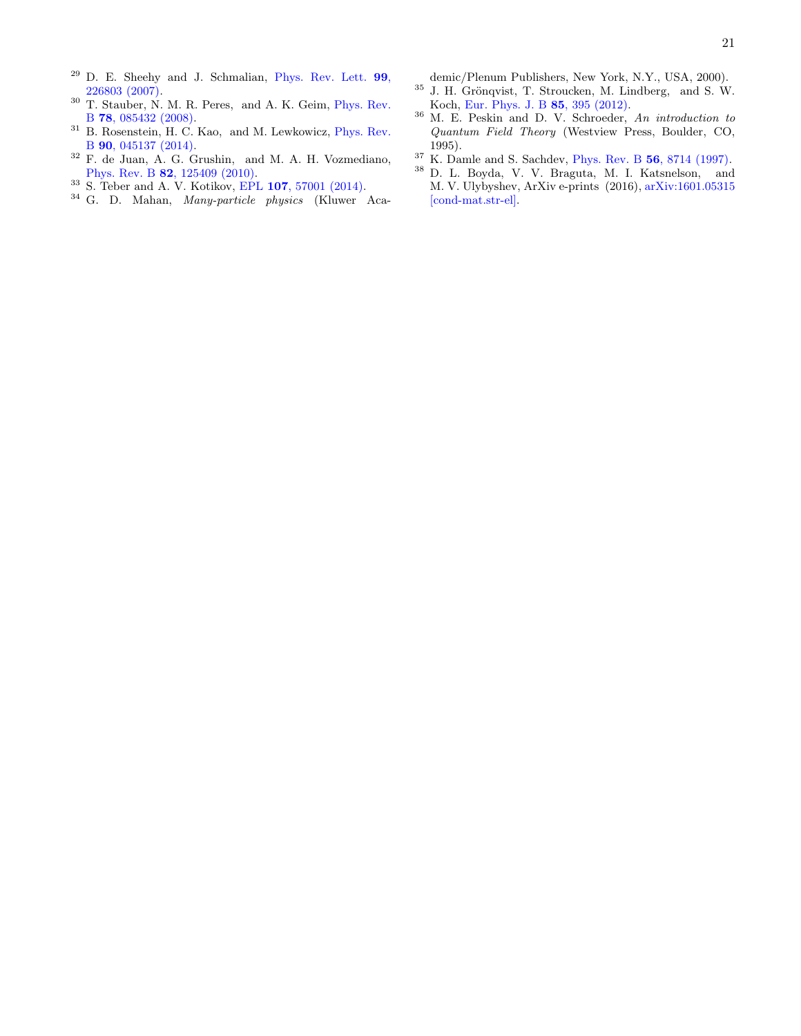[29] D. E. Sheehy and J. Schmalian, Phys. Rev. Lett. **99**, 226803 (2007).

[30] T. Stauber, N. M. R. Peres, and A. K. Geim, Phys. Rev. B **78**, 085432 (2008).

[31] B. Rosenstein, H. C. Kao, and M. Lewkowicz, Phys. Rev. B **90**, 045137 (2014).

[32] F. de Juan, A. G. Grushin, and M. A. H. Vozmediano, Phys. Rev. B **82**, 125409 (2010).

[33] S. Teber and A. V. Kotikov, EPL **107**, 57001 (2014).

[34] G. D. Mahan, *Many-particle physics* (Kluwer Academic/Plenum Publishers, New York, N.Y., USA, 2000).

[35] J. H. Grönqvist, T. Stroucken, M. Lindberg, and S. W. Koch, Eur. Phys. J. B **85**, 395 (2012).

[36] M. E. Peskin and D. V. Schroeder, *An introduction to Quantum Field Theory* (Westview Press, Boulder, CO, 1995).

[37] K. Damle and S. Sachdev, Phys. Rev. B **56**, 8714 (1997).

[38] D. L. Boyda, V. V. Braguta, M. I. Katsnelson, and M. V. Ulybyshev, ArXiv e-prints (2016), arXiv:1601.05315 [cond-mat.str-el].